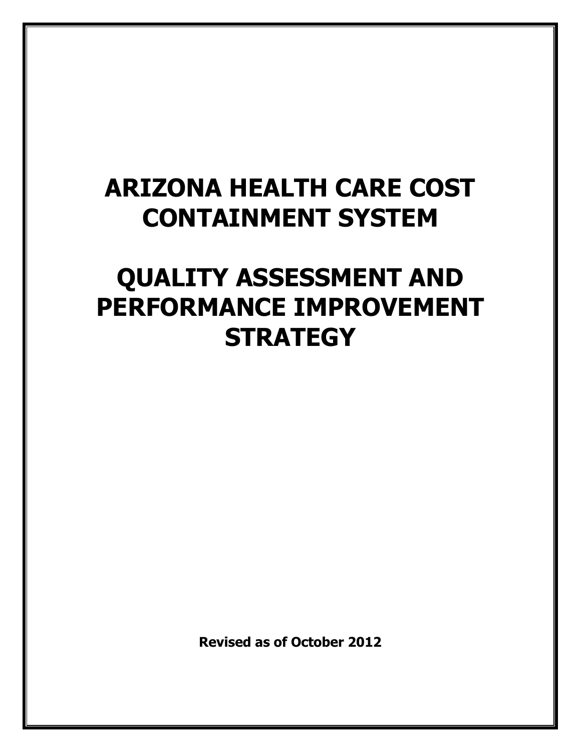# ARIZONA HEALTH CARE COST CONTAINMENT SYSTEM

# QUALITY ASSESSMENT AND PERFORMANCE IMPROVEMENT STRATEGY

**Revised as of October 2012**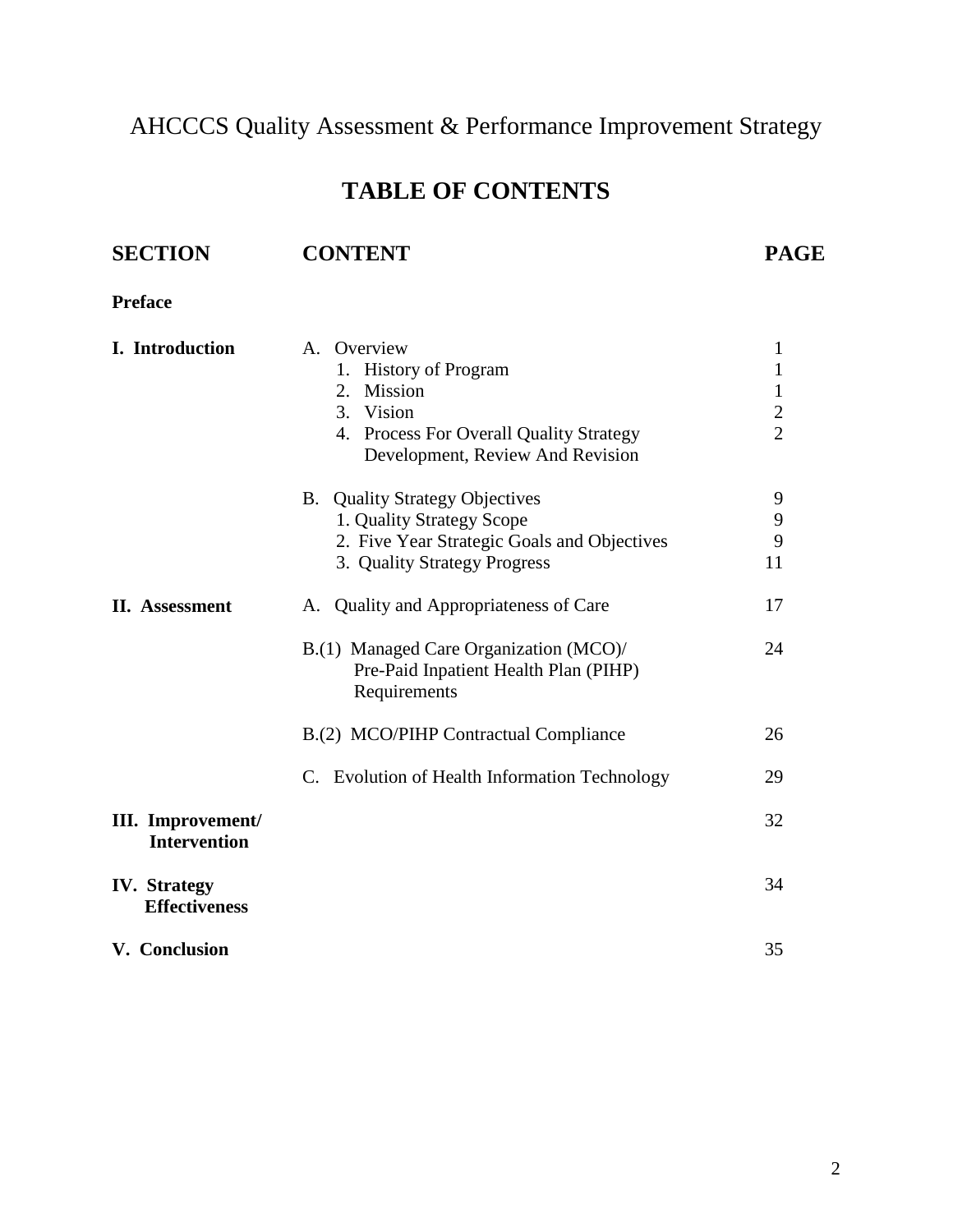AHCCCS Quality Assessment & Performance Improvement Strategy

# TABLE OF CONTENTS

| SECTION | CONTENT | PAGE |
|---|---|---|
| **Preface** | | |
| **I. Introduction** | A. Overview | 1 |
| | 1. History of Program | 1 |
| | 2. Mission | 1 |
| | 3. Vision | 2 |
| | 4. Process For Overall Quality Strategy Development, Review And Revision | 2 |
| | B. Quality Strategy Objectives | 9 |
| | 1. Quality Strategy Scope | 9 |
| | 2. Five Year Strategic Goals and Objectives | 9 |
| | 3. Quality Strategy Progress | 11 |
| **II. Assessment** | A. Quality and Appropriateness of Care | 17 |
| | B.(1) Managed Care Organization (MCO)/ Pre-Paid Inpatient Health Plan (PIHP) Requirements | 24 |
| | B.(2) MCO/PIHP Contractual Compliance | 26 |
| | C. Evolution of Health Information Technology | 29 |
| **III. Improvement/ Intervention** | | 32 |
| **IV. Strategy Effectiveness** | | 34 |
| **V. Conclusion** | | 35 |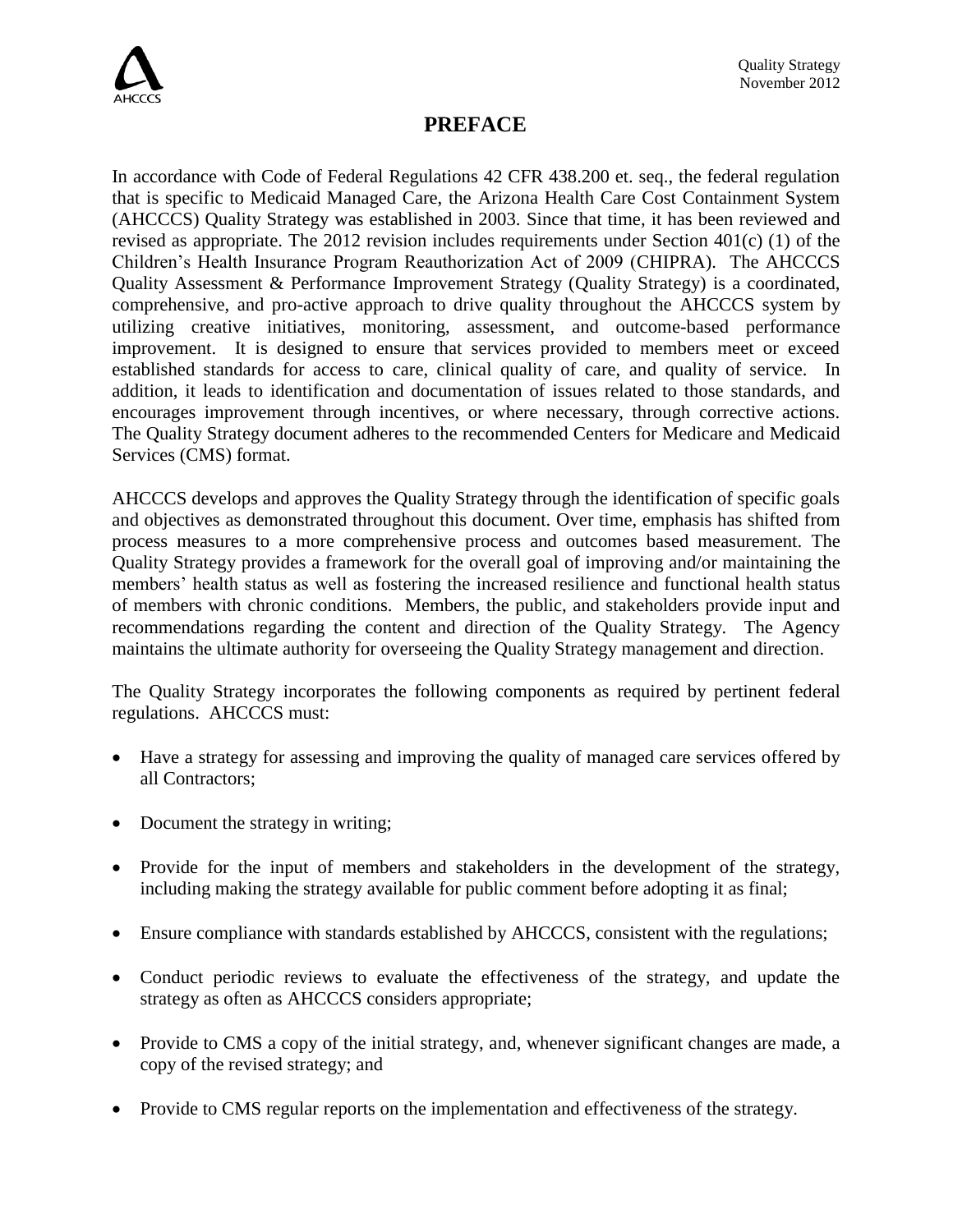# PREFACE

In accordance with Code of Federal Regulations 42 CFR 438.200 et. seq., the federal regulation that is specific to Medicaid Managed Care, the Arizona Health Care Cost Containment System (AHCCCS) Quality Strategy was established in 2003. Since that time, it has been reviewed and revised as appropriate. The 2012 revision includes requirements under Section 401(c) (1) of the Children's Health Insurance Program Reauthorization Act of 2009 (CHIPRA). The AHCCCS Quality Assessment & Performance Improvement Strategy (Quality Strategy) is a coordinated, comprehensive, and pro-active approach to drive quality throughout the AHCCCS system by utilizing creative initiatives, monitoring, assessment, and outcome-based performance improvement. It is designed to ensure that services provided to members meet or exceed established standards for access to care, clinical quality of care, and quality of service. In addition, it leads to identification and documentation of issues related to those standards, and encourages improvement through incentives, or where necessary, through corrective actions. The Quality Strategy document adheres to the recommended Centers for Medicare and Medicaid Services (CMS) format.

AHCCCS develops and approves the Quality Strategy through the identification of specific goals and objectives as demonstrated throughout this document. Over time, emphasis has shifted from process measures to a more comprehensive process and outcomes based measurement. The Quality Strategy provides a framework for the overall goal of improving and/or maintaining the members' health status as well as fostering the increased resilience and functional health status of members with chronic conditions. Members, the public, and stakeholders provide input and recommendations regarding the content and direction of the Quality Strategy. The Agency maintains the ultimate authority for overseeing the Quality Strategy management and direction.

The Quality Strategy incorporates the following components as required by pertinent federal regulations. AHCCCS must:

- Have a strategy for assessing and improving the quality of managed care services offered by all Contractors;
- Document the strategy in writing;
- Provide for the input of members and stakeholders in the development of the strategy, including making the strategy available for public comment before adopting it as final;
- Ensure compliance with standards established by AHCCCS, consistent with the regulations;
- Conduct periodic reviews to evaluate the effectiveness of the strategy, and update the strategy as often as AHCCCS considers appropriate;
- Provide to CMS a copy of the initial strategy, and, whenever significant changes are made, a copy of the revised strategy; and
- Provide to CMS regular reports on the implementation and effectiveness of the strategy.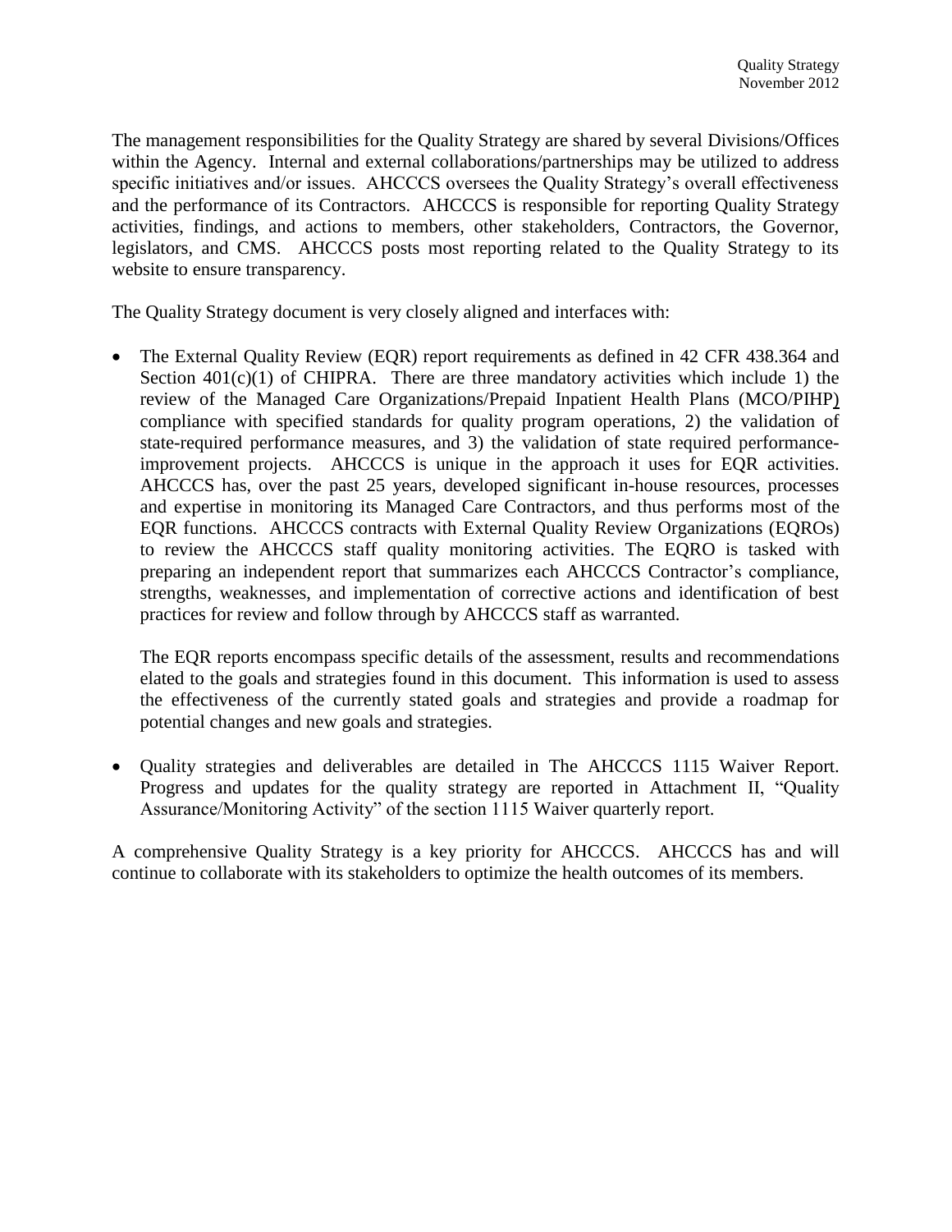The management responsibilities for the Quality Strategy are shared by several Divisions/Offices within the Agency. Internal and external collaborations/partnerships may be utilized to address specific initiatives and/or issues. AHCCCS oversees the Quality Strategy's overall effectiveness and the performance of its Contractors. AHCCCS is responsible for reporting Quality Strategy activities, findings, and actions to members, other stakeholders, Contractors, the Governor, legislators, and CMS. AHCCCS posts most reporting related to the Quality Strategy to its website to ensure transparency.

The Quality Strategy document is very closely aligned and interfaces with:

- The External Quality Review (EQR) report requirements as defined in 42 CFR 438.364 and Section 401(c)(1) of CHIPRA. There are three mandatory activities which include 1) the review of the Managed Care Organizations/Prepaid Inpatient Health Plans (MCO/PIHP) compliance with specified standards for quality program operations, 2) the validation of state-required performance measures, and 3) the validation of state required performance-improvement projects. AHCCCS is unique in the approach it uses for EQR activities. AHCCCS has, over the past 25 years, developed significant in-house resources, processes and expertise in monitoring its Managed Care Contractors, and thus performs most of the EQR functions. AHCCCS contracts with External Quality Review Organizations (EQROs) to review the AHCCCS staff quality monitoring activities. The EQRO is tasked with preparing an independent report that summarizes each AHCCCS Contractor's compliance, strengths, weaknesses, and implementation of corrective actions and identification of best practices for review and follow through by AHCCCS staff as warranted.

  The EQR reports encompass specific details of the assessment, results and recommendations elated to the goals and strategies found in this document. This information is used to assess the effectiveness of the currently stated goals and strategies and provide a roadmap for potential changes and new goals and strategies.

- Quality strategies and deliverables are detailed in The AHCCCS 1115 Waiver Report. Progress and updates for the quality strategy are reported in Attachment II, "Quality Assurance/Monitoring Activity" of the section 1115 Waiver quarterly report.

A comprehensive Quality Strategy is a key priority for AHCCCS. AHCCCS has and will continue to collaborate with its stakeholders to optimize the health outcomes of its members.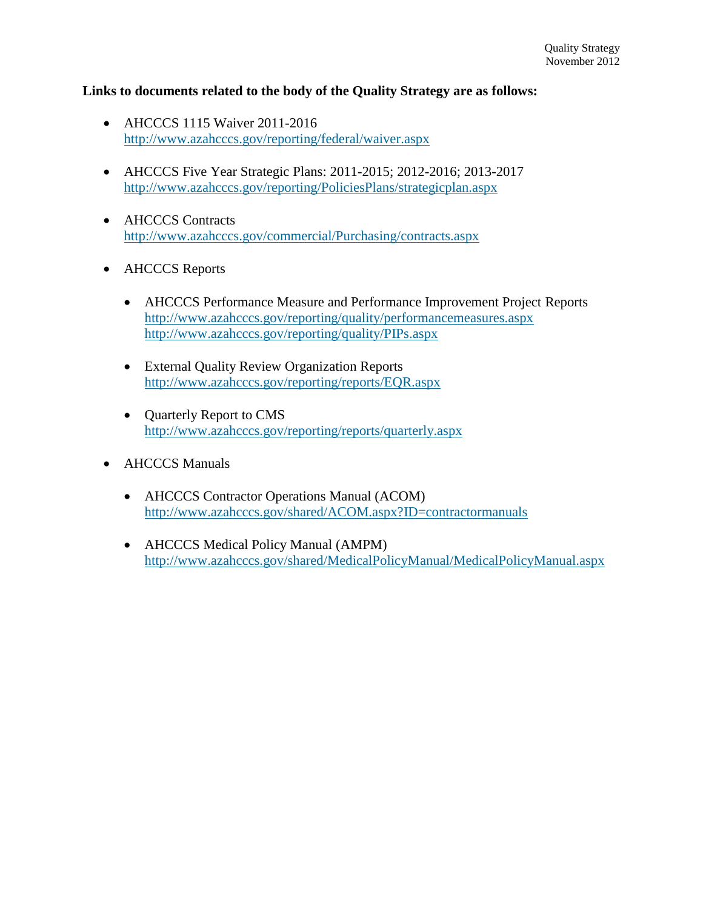**Links to documents related to the body of the Quality Strategy are as follows:**

- AHCCCS 1115 Waiver 2011-2016
  http://www.azahcccs.gov/reporting/federal/waiver.aspx

- AHCCCS Five Year Strategic Plans: 2011-2015; 2012-2016; 2013-2017
  http://www.azahcccs.gov/reporting/PoliciesPlans/strategicplan.aspx

- AHCCCS Contracts
  http://www.azahcccs.gov/commercial/Purchasing/contracts.aspx

- AHCCCS Reports

  - AHCCCS Performance Measure and Performance Improvement Project Reports
    http://www.azahcccs.gov/reporting/quality/performancemeasures.aspx
    http://www.azahcccs.gov/reporting/quality/PIPs.aspx

  - External Quality Review Organization Reports
    http://www.azahcccs.gov/reporting/reports/EQR.aspx

  - Quarterly Report to CMS
    http://www.azahcccs.gov/reporting/reports/quarterly.aspx

- AHCCCS Manuals

  - AHCCCS Contractor Operations Manual (ACOM)
    http://www.azahcccs.gov/shared/ACOM.aspx?ID=contractormanuals

  - AHCCCS Medical Policy Manual (AMPM)
    http://www.azahcccs.gov/shared/MedicalPolicyManual/MedicalPolicyManual.aspx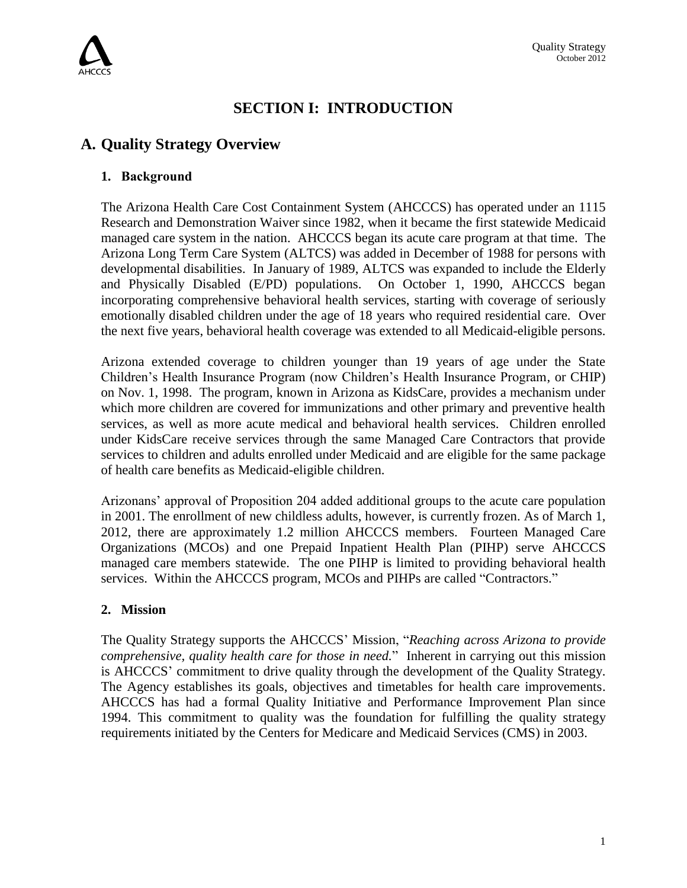# SECTION I: INTRODUCTION

## A. Quality Strategy Overview

### 1. Background

The Arizona Health Care Cost Containment System (AHCCCS) has operated under an 1115 Research and Demonstration Waiver since 1982, when it became the first statewide Medicaid managed care system in the nation. AHCCCS began its acute care program at that time. The Arizona Long Term Care System (ALTCS) was added in December of 1988 for persons with developmental disabilities. In January of 1989, ALTCS was expanded to include the Elderly and Physically Disabled (E/PD) populations. On October 1, 1990, AHCCCS began incorporating comprehensive behavioral health services, starting with coverage of seriously emotionally disabled children under the age of 18 years who required residential care. Over the next five years, behavioral health coverage was extended to all Medicaid-eligible persons.

Arizona extended coverage to children younger than 19 years of age under the State Children's Health Insurance Program (now Children's Health Insurance Program, or CHIP) on Nov. 1, 1998. The program, known in Arizona as KidsCare, provides a mechanism under which more children are covered for immunizations and other primary and preventive health services, as well as more acute medical and behavioral health services. Children enrolled under KidsCare receive services through the same Managed Care Contractors that provide services to children and adults enrolled under Medicaid and are eligible for the same package of health care benefits as Medicaid-eligible children.

Arizonans' approval of Proposition 204 added additional groups to the acute care population in 2001. The enrollment of new childless adults, however, is currently frozen. As of March 1, 2012, there are approximately 1.2 million AHCCCS members. Fourteen Managed Care Organizations (MCOs) and one Prepaid Inpatient Health Plan (PIHP) serve AHCCCS managed care members statewide. The one PIHP is limited to providing behavioral health services. Within the AHCCCS program, MCOs and PIHPs are called "Contractors."

### 2. Mission

The Quality Strategy supports the AHCCCS' Mission, "*Reaching across Arizona to provide comprehensive, quality health care for those in need.*" Inherent in carrying out this mission is AHCCCS' commitment to drive quality through the development of the Quality Strategy. The Agency establishes its goals, objectives and timetables for health care improvements. AHCCCS has had a formal Quality Initiative and Performance Improvement Plan since 1994. This commitment to quality was the foundation for fulfilling the quality strategy requirements initiated by the Centers for Medicare and Medicaid Services (CMS) in 2003.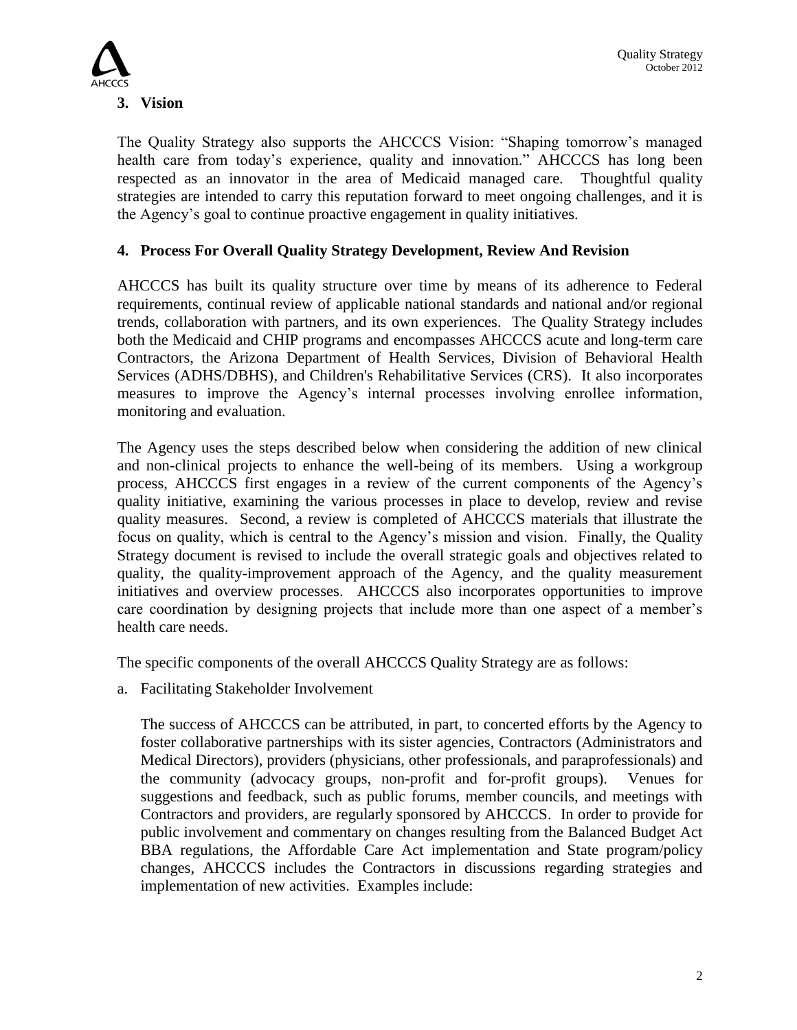## 3. Vision

The Quality Strategy also supports the AHCCCS Vision: "Shaping tomorrow's managed health care from today's experience, quality and innovation." AHCCCS has long been respected as an innovator in the area of Medicaid managed care. Thoughtful quality strategies are intended to carry this reputation forward to meet ongoing challenges, and it is the Agency's goal to continue proactive engagement in quality initiatives.

## 4. Process For Overall Quality Strategy Development, Review And Revision

AHCCCS has built its quality structure over time by means of its adherence to Federal requirements, continual review of applicable national standards and national and/or regional trends, collaboration with partners, and its own experiences. The Quality Strategy includes both the Medicaid and CHIP programs and encompasses AHCCCS acute and long-term care Contractors, the Arizona Department of Health Services, Division of Behavioral Health Services (ADHS/DBHS), and Children's Rehabilitative Services (CRS). It also incorporates measures to improve the Agency's internal processes involving enrollee information, monitoring and evaluation.

The Agency uses the steps described below when considering the addition of new clinical and non-clinical projects to enhance the well-being of its members. Using a workgroup process, AHCCCS first engages in a review of the current components of the Agency's quality initiative, examining the various processes in place to develop, review and revise quality measures. Second, a review is completed of AHCCCS materials that illustrate the focus on quality, which is central to the Agency's mission and vision. Finally, the Quality Strategy document is revised to include the overall strategic goals and objectives related to quality, the quality-improvement approach of the Agency, and the quality measurement initiatives and overview processes. AHCCCS also incorporates opportunities to improve care coordination by designing projects that include more than one aspect of a member's health care needs.

The specific components of the overall AHCCCS Quality Strategy are as follows:

a. Facilitating Stakeholder Involvement

The success of AHCCCS can be attributed, in part, to concerted efforts by the Agency to foster collaborative partnerships with its sister agencies, Contractors (Administrators and Medical Directors), providers (physicians, other professionals, and paraprofessionals) and the community (advocacy groups, non-profit and for-profit groups). Venues for suggestions and feedback, such as public forums, member councils, and meetings with Contractors and providers, are regularly sponsored by AHCCCS. In order to provide for public involvement and commentary on changes resulting from the Balanced Budget Act BBA regulations, the Affordable Care Act implementation and State program/policy changes, AHCCCS includes the Contractors in discussions regarding strategies and implementation of new activities. Examples include: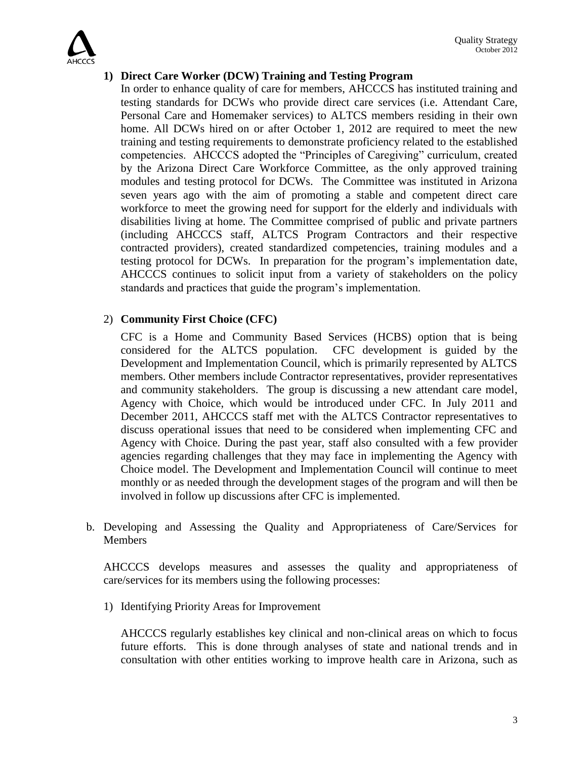1) **Direct Care Worker (DCW) Training and Testing Program**

   In order to enhance quality of care for members, AHCCCS has instituted training and testing standards for DCWs who provide direct care services (i.e. Attendant Care, Personal Care and Homemaker services) to ALTCS members residing in their own home. All DCWs hired on or after October 1, 2012 are required to meet the new training and testing requirements to demonstrate proficiency related to the established competencies. AHCCCS adopted the "Principles of Caregiving" curriculum, created by the Arizona Direct Care Workforce Committee, as the only approved training modules and testing protocol for DCWs. The Committee was instituted in Arizona seven years ago with the aim of promoting a stable and competent direct care workforce to meet the growing need for support for the elderly and individuals with disabilities living at home. The Committee comprised of public and private partners (including AHCCCS staff, ALTCS Program Contractors and their respective contracted providers), created standardized competencies, training modules and a testing protocol for DCWs. In preparation for the program's implementation date, AHCCCS continues to solicit input from a variety of stakeholders on the policy standards and practices that guide the program's implementation.

2) **Community First Choice (CFC)**

   CFC is a Home and Community Based Services (HCBS) option that is being considered for the ALTCS population. CFC development is guided by the Development and Implementation Council, which is primarily represented by ALTCS members. Other members include Contractor representatives, provider representatives and community stakeholders. The group is discussing a new attendant care model, Agency with Choice, which would be introduced under CFC. In July 2011 and December 2011, AHCCCS staff met with the ALTCS Contractor representatives to discuss operational issues that need to be considered when implementing CFC and Agency with Choice. During the past year, staff also consulted with a few provider agencies regarding challenges that they may face in implementing the Agency with Choice model. The Development and Implementation Council will continue to meet monthly or as needed through the development stages of the program and will then be involved in follow up discussions after CFC is implemented.

b. Developing and Assessing the Quality and Appropriateness of Care/Services for Members

   AHCCCS develops measures and assesses the quality and appropriateness of care/services for its members using the following processes:

   1) Identifying Priority Areas for Improvement

      AHCCCS regularly establishes key clinical and non-clinical areas on which to focus future efforts. This is done through analyses of state and national trends and in consultation with other entities working to improve health care in Arizona, such as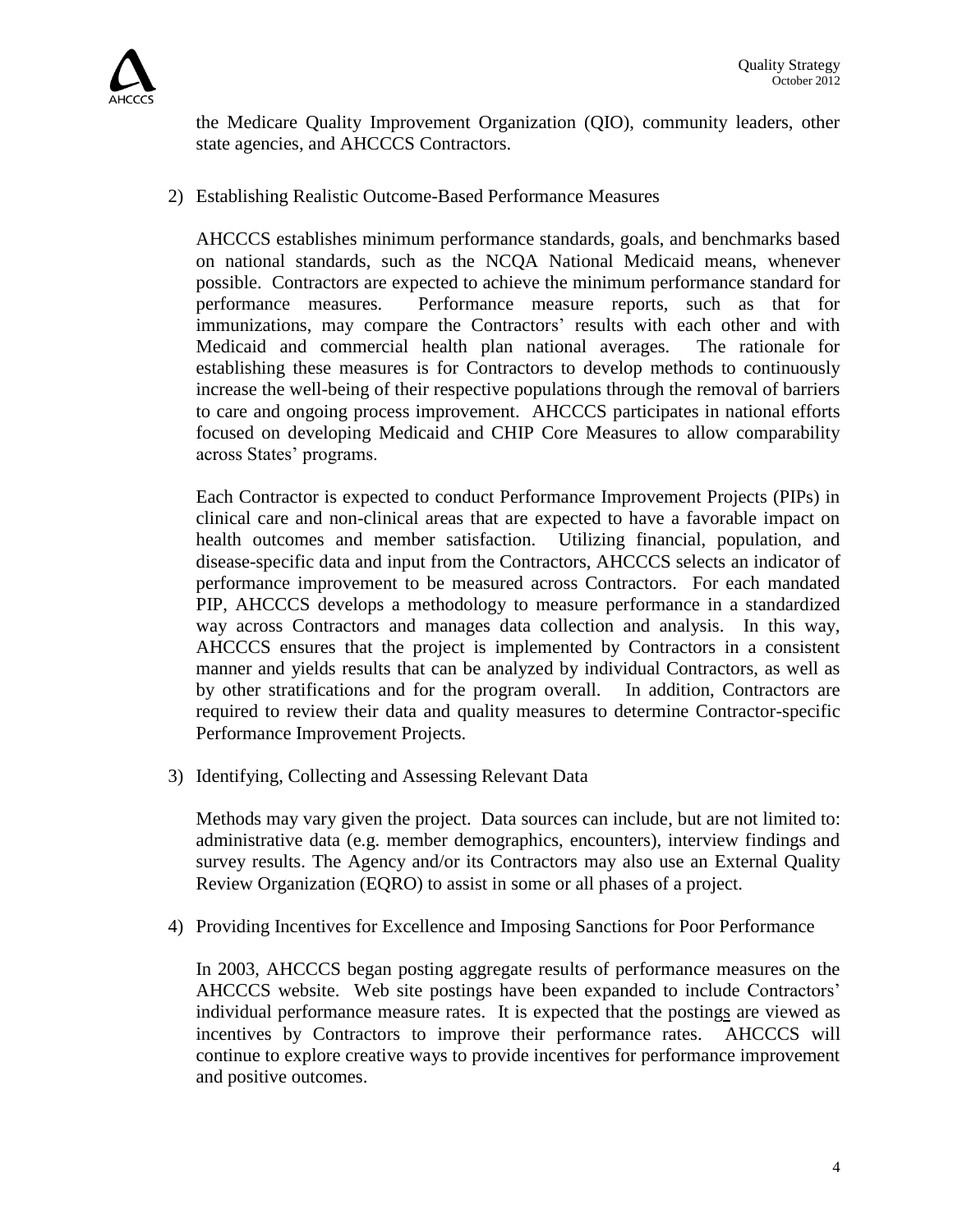the Medicare Quality Improvement Organization (QIO), community leaders, other state agencies, and AHCCCS Contractors.

2) Establishing Realistic Outcome-Based Performance Measures

   AHCCCS establishes minimum performance standards, goals, and benchmarks based on national standards, such as the NCQA National Medicaid means, whenever possible. Contractors are expected to achieve the minimum performance standard for performance measures. Performance measure reports, such as that for immunizations, may compare the Contractors' results with each other and with Medicaid and commercial health plan national averages. The rationale for establishing these measures is for Contractors to develop methods to continuously increase the well-being of their respective populations through the removal of barriers to care and ongoing process improvement. AHCCCS participates in national efforts focused on developing Medicaid and CHIP Core Measures to allow comparability across States' programs.

   Each Contractor is expected to conduct Performance Improvement Projects (PIPs) in clinical care and non-clinical areas that are expected to have a favorable impact on health outcomes and member satisfaction. Utilizing financial, population, and disease-specific data and input from the Contractors, AHCCCS selects an indicator of performance improvement to be measured across Contractors. For each mandated PIP, AHCCCS develops a methodology to measure performance in a standardized way across Contractors and manages data collection and analysis. In this way, AHCCCS ensures that the project is implemented by Contractors in a consistent manner and yields results that can be analyzed by individual Contractors, as well as by other stratifications and for the program overall. In addition, Contractors are required to review their data and quality measures to determine Contractor-specific Performance Improvement Projects.

3) Identifying, Collecting and Assessing Relevant Data

   Methods may vary given the project. Data sources can include, but are not limited to: administrative data (e.g. member demographics, encounters), interview findings and survey results. The Agency and/or its Contractors may also use an External Quality Review Organization (EQRO) to assist in some or all phases of a project.

4) Providing Incentives for Excellence and Imposing Sanctions for Poor Performance

   In 2003, AHCCCS began posting aggregate results of performance measures on the AHCCCS website. Web site postings have been expanded to include Contractors' individual performance measure rates. It is expected that the postings are viewed as incentives by Contractors to improve their performance rates. AHCCCS will continue to explore creative ways to provide incentives for performance improvement and positive outcomes.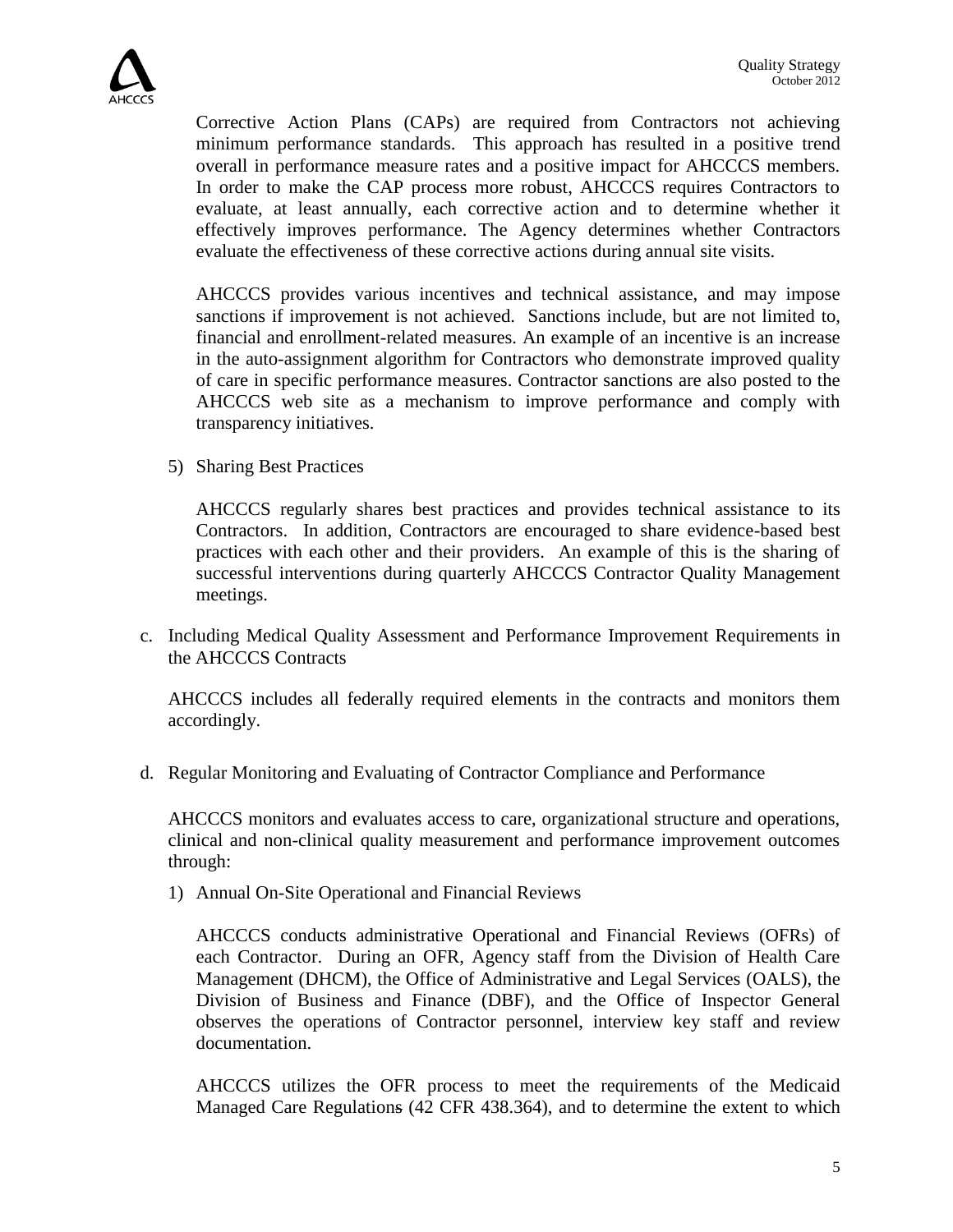Corrective Action Plans (CAPs) are required from Contractors not achieving minimum performance standards. This approach has resulted in a positive trend overall in performance measure rates and a positive impact for AHCCCS members. In order to make the CAP process more robust, AHCCCS requires Contractors to evaluate, at least annually, each corrective action and to determine whether it effectively improves performance. The Agency determines whether Contractors evaluate the effectiveness of these corrective actions during annual site visits.

AHCCCS provides various incentives and technical assistance, and may impose sanctions if improvement is not achieved. Sanctions include, but are not limited to, financial and enrollment-related measures. An example of an incentive is an increase in the auto-assignment algorithm for Contractors who demonstrate improved quality of care in specific performance measures. Contractor sanctions are also posted to the AHCCCS web site as a mechanism to improve performance and comply with transparency initiatives.

5) Sharing Best Practices

AHCCCS regularly shares best practices and provides technical assistance to its Contractors. In addition, Contractors are encouraged to share evidence-based best practices with each other and their providers. An example of this is the sharing of successful interventions during quarterly AHCCCS Contractor Quality Management meetings.

c. Including Medical Quality Assessment and Performance Improvement Requirements in the AHCCCS Contracts

AHCCCS includes all federally required elements in the contracts and monitors them accordingly.

d. Regular Monitoring and Evaluating of Contractor Compliance and Performance

AHCCCS monitors and evaluates access to care, organizational structure and operations, clinical and non-clinical quality measurement and performance improvement outcomes through:

1) Annual On-Site Operational and Financial Reviews

AHCCCS conducts administrative Operational and Financial Reviews (OFRs) of each Contractor. During an OFR, Agency staff from the Division of Health Care Management (DHCM), the Office of Administrative and Legal Services (OALS), the Division of Business and Finance (DBF), and the Office of Inspector General observes the operations of Contractor personnel, interview key staff and review documentation.

AHCCCS utilizes the OFR process to meet the requirements of the Medicaid Managed Care Regulations (42 CFR 438.364), and to determine the extent to which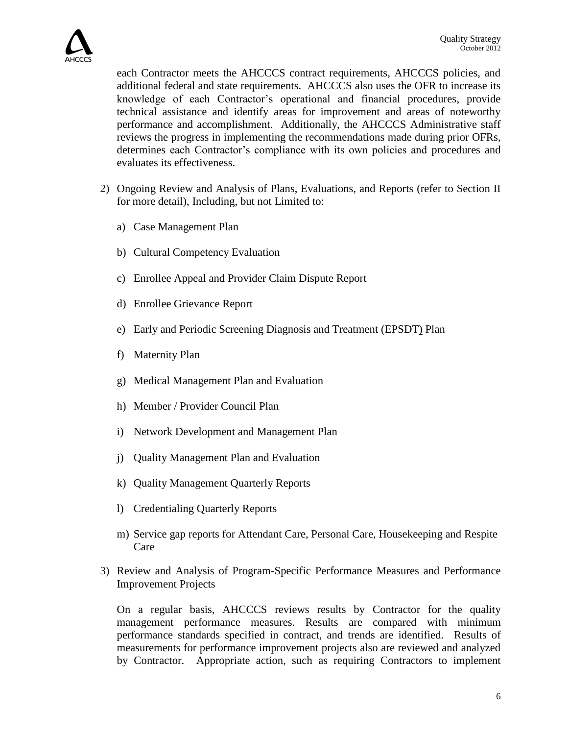each Contractor meets the AHCCCS contract requirements, AHCCCS policies, and additional federal and state requirements. AHCCCS also uses the OFR to increase its knowledge of each Contractor's operational and financial procedures, provide technical assistance and identify areas for improvement and areas of noteworthy performance and accomplishment. Additionally, the AHCCCS Administrative staff reviews the progress in implementing the recommendations made during prior OFRs, determines each Contractor's compliance with its own policies and procedures and evaluates its effectiveness.

2) Ongoing Review and Analysis of Plans, Evaluations, and Reports (refer to Section II for more detail), Including, but not Limited to:

   a) Case Management Plan

   b) Cultural Competency Evaluation

   c) Enrollee Appeal and Provider Claim Dispute Report

   d) Enrollee Grievance Report

   e) Early and Periodic Screening Diagnosis and Treatment (EPSDT) Plan

   f) Maternity Plan

   g) Medical Management Plan and Evaluation

   h) Member / Provider Council Plan

   i) Network Development and Management Plan

   j) Quality Management Plan and Evaluation

   k) Quality Management Quarterly Reports

   l) Credentialing Quarterly Reports

   m) Service gap reports for Attendant Care, Personal Care, Housekeeping and Respite Care

3) Review and Analysis of Program-Specific Performance Measures and Performance Improvement Projects

   On a regular basis, AHCCCS reviews results by Contractor for the quality management performance measures. Results are compared with minimum performance standards specified in contract, and trends are identified. Results of measurements for performance improvement projects also are reviewed and analyzed by Contractor. Appropriate action, such as requiring Contractors to implement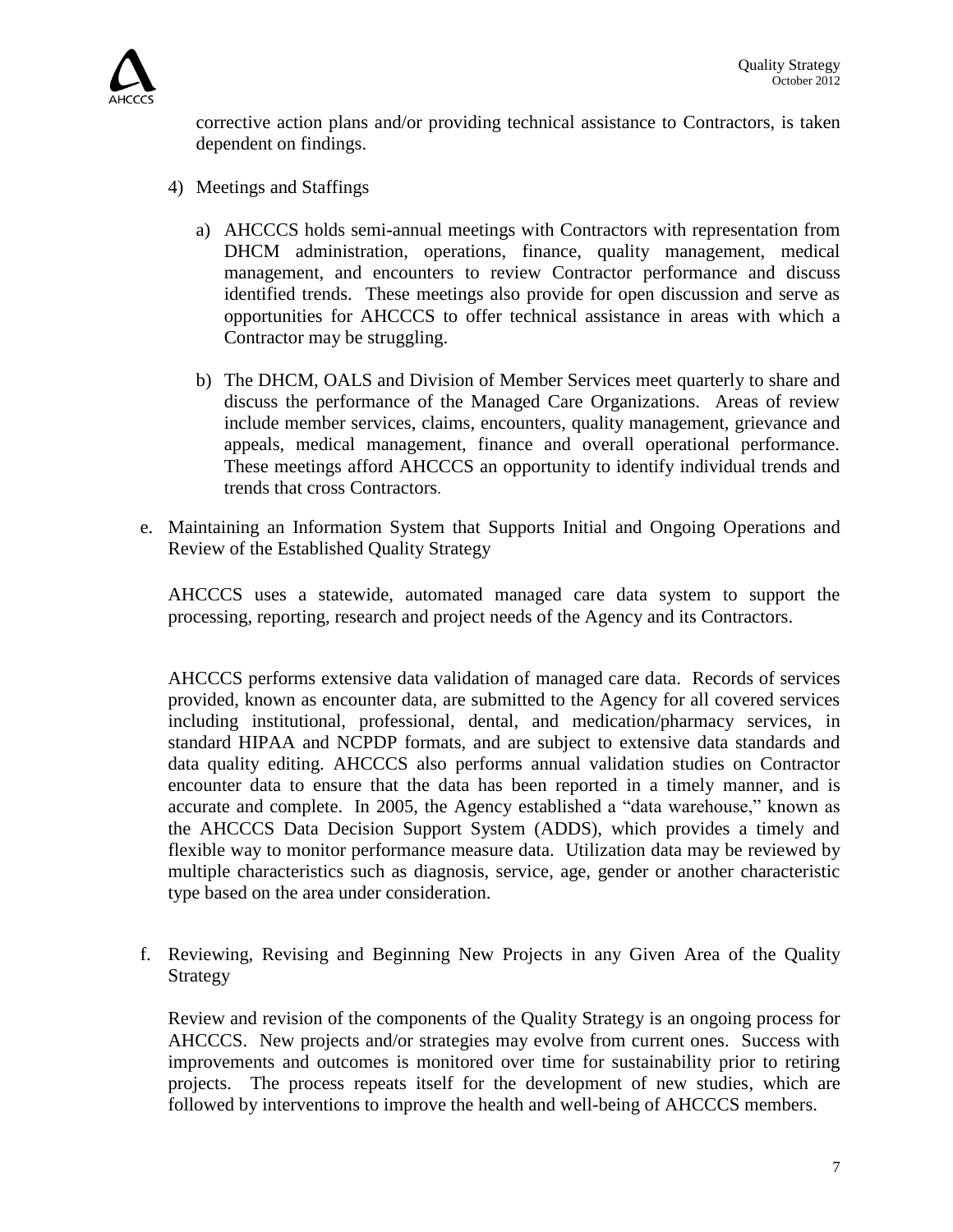corrective action plans and/or providing technical assistance to Contractors, is taken dependent on findings.

4) Meetings and Staffings

   a) AHCCCS holds semi-annual meetings with Contractors with representation from DHCM administration, operations, finance, quality management, medical management, and encounters to review Contractor performance and discuss identified trends. These meetings also provide for open discussion and serve as opportunities for AHCCCS to offer technical assistance in areas with which a Contractor may be struggling.

   b) The DHCM, OALS and Division of Member Services meet quarterly to share and discuss the performance of the Managed Care Organizations. Areas of review include member services, claims, encounters, quality management, grievance and appeals, medical management, finance and overall operational performance. These meetings afford AHCCCS an opportunity to identify individual trends and trends that cross Contractors.

e. Maintaining an Information System that Supports Initial and Ongoing Operations and Review of the Established Quality Strategy

AHCCCS uses a statewide, automated managed care data system to support the processing, reporting, research and project needs of the Agency and its Contractors.

AHCCCS performs extensive data validation of managed care data. Records of services provided, known as encounter data, are submitted to the Agency for all covered services including institutional, professional, dental, and medication/pharmacy services, in standard HIPAA and NCPDP formats, and are subject to extensive data standards and data quality editing. AHCCCS also performs annual validation studies on Contractor encounter data to ensure that the data has been reported in a timely manner, and is accurate and complete. In 2005, the Agency established a "data warehouse," known as the AHCCCS Data Decision Support System (ADDS), which provides a timely and flexible way to monitor performance measure data. Utilization data may be reviewed by multiple characteristics such as diagnosis, service, age, gender or another characteristic type based on the area under consideration.

f. Reviewing, Revising and Beginning New Projects in any Given Area of the Quality Strategy

Review and revision of the components of the Quality Strategy is an ongoing process for AHCCCS. New projects and/or strategies may evolve from current ones. Success with improvements and outcomes is monitored over time for sustainability prior to retiring projects. The process repeats itself for the development of new studies, which are followed by interventions to improve the health and well-being of AHCCCS members.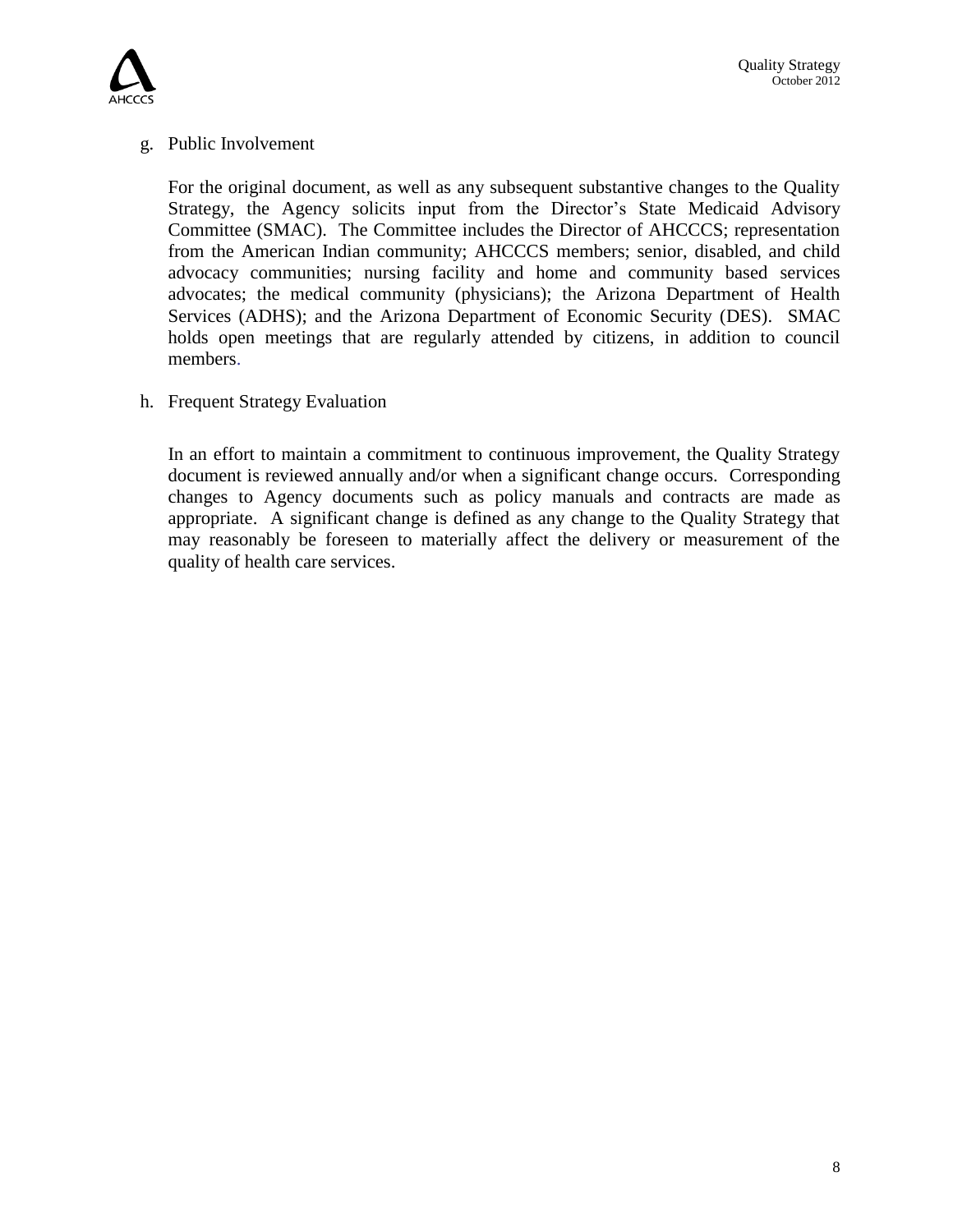g. Public Involvement

   For the original document, as well as any subsequent substantive changes to the Quality Strategy, the Agency solicits input from the Director's State Medicaid Advisory Committee (SMAC). The Committee includes the Director of AHCCCS; representation from the American Indian community; AHCCCS members; senior, disabled, and child advocacy communities; nursing facility and home and community based services advocates; the medical community (physicians); the Arizona Department of Health Services (ADHS); and the Arizona Department of Economic Security (DES). SMAC holds open meetings that are regularly attended by citizens, in addition to council members.

h. Frequent Strategy Evaluation

   In an effort to maintain a commitment to continuous improvement, the Quality Strategy document is reviewed annually and/or when a significant change occurs. Corresponding changes to Agency documents such as policy manuals and contracts are made as appropriate. A significant change is defined as any change to the Quality Strategy that may reasonably be foreseen to materially affect the delivery or measurement of the quality of health care services.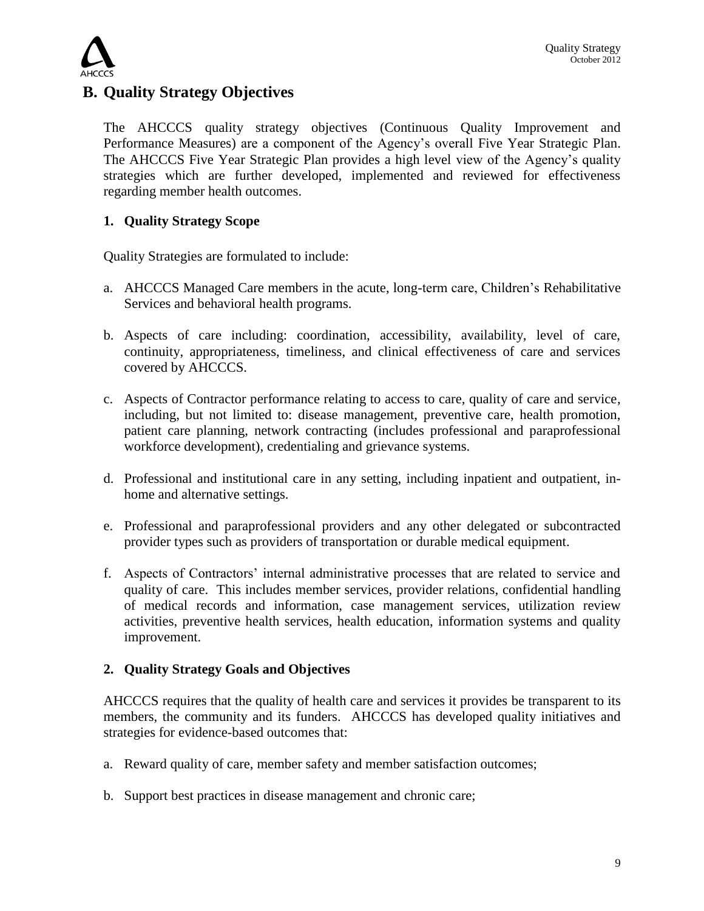## B. Quality Strategy Objectives

The AHCCCS quality strategy objectives (Continuous Quality Improvement and Performance Measures) are a component of the Agency's overall Five Year Strategic Plan. The AHCCCS Five Year Strategic Plan provides a high level view of the Agency's quality strategies which are further developed, implemented and reviewed for effectiveness regarding member health outcomes.

### 1. Quality Strategy Scope

Quality Strategies are formulated to include:

a. AHCCCS Managed Care members in the acute, long-term care, Children's Rehabilitative Services and behavioral health programs.

b. Aspects of care including: coordination, accessibility, availability, level of care, continuity, appropriateness, timeliness, and clinical effectiveness of care and services covered by AHCCCS.

c. Aspects of Contractor performance relating to access to care, quality of care and service, including, but not limited to: disease management, preventive care, health promotion, patient care planning, network contracting (includes professional and paraprofessional workforce development), credentialing and grievance systems.

d. Professional and institutional care in any setting, including inpatient and outpatient, in-home and alternative settings.

e. Professional and paraprofessional providers and any other delegated or subcontracted provider types such as providers of transportation or durable medical equipment.

f. Aspects of Contractors' internal administrative processes that are related to service and quality of care. This includes member services, provider relations, confidential handling of medical records and information, case management services, utilization review activities, preventive health services, health education, information systems and quality improvement.

### 2. Quality Strategy Goals and Objectives

AHCCCS requires that the quality of health care and services it provides be transparent to its members, the community and its funders. AHCCCS has developed quality initiatives and strategies for evidence-based outcomes that:

a. Reward quality of care, member safety and member satisfaction outcomes;

b. Support best practices in disease management and chronic care;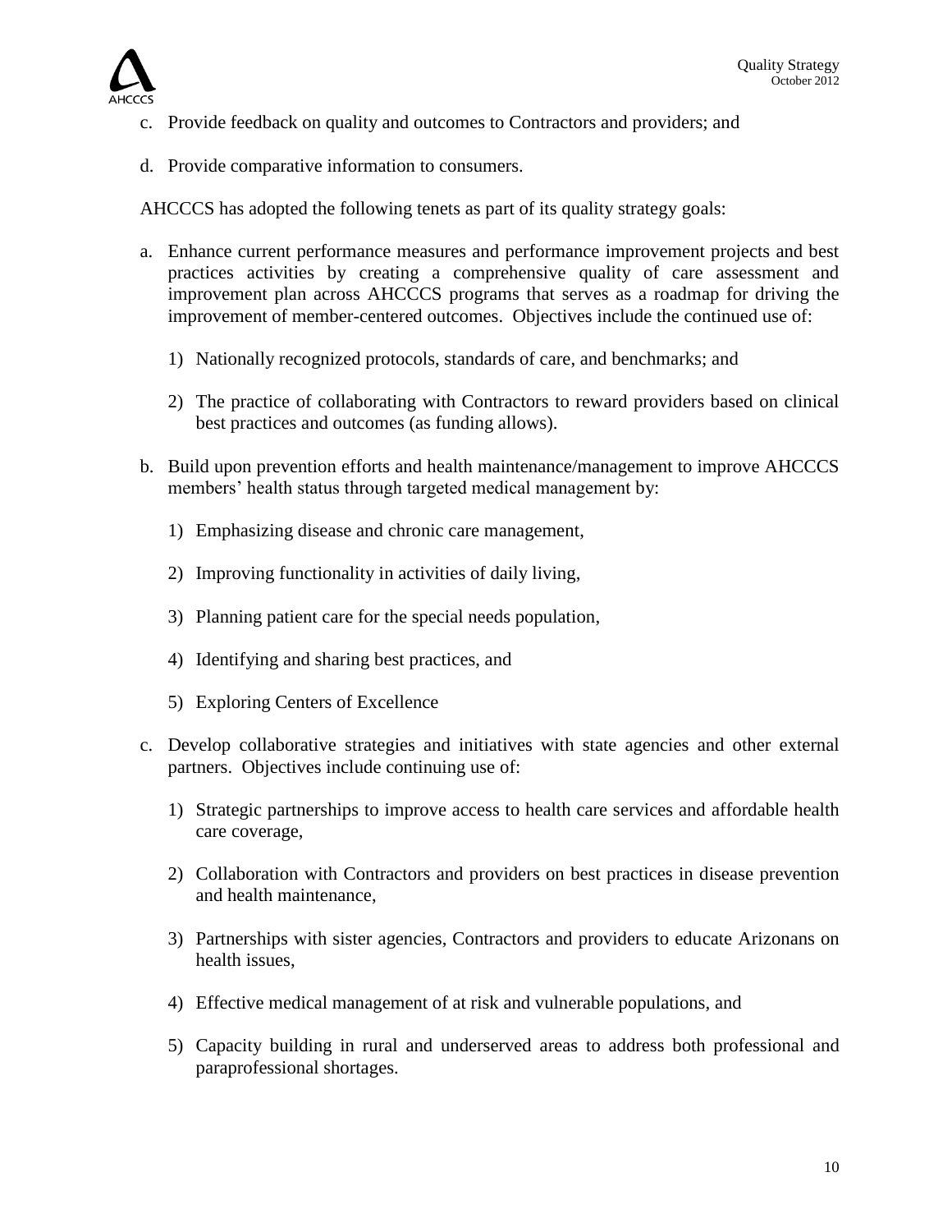c. Provide feedback on quality and outcomes to Contractors and providers; and

d. Provide comparative information to consumers.

AHCCCS has adopted the following tenets as part of its quality strategy goals:

a. Enhance current performance measures and performance improvement projects and best practices activities by creating a comprehensive quality of care assessment and improvement plan across AHCCCS programs that serves as a roadmap for driving the improvement of member-centered outcomes. Objectives include the continued use of:

   1) Nationally recognized protocols, standards of care, and benchmarks; and

   2) The practice of collaborating with Contractors to reward providers based on clinical best practices and outcomes (as funding allows).

b. Build upon prevention efforts and health maintenance/management to improve AHCCCS members' health status through targeted medical management by:

   1) Emphasizing disease and chronic care management,

   2) Improving functionality in activities of daily living,

   3) Planning patient care for the special needs population,

   4) Identifying and sharing best practices, and

   5) Exploring Centers of Excellence

c. Develop collaborative strategies and initiatives with state agencies and other external partners. Objectives include continuing use of:

   1) Strategic partnerships to improve access to health care services and affordable health care coverage,

   2) Collaboration with Contractors and providers on best practices in disease prevention and health maintenance,

   3) Partnerships with sister agencies, Contractors and providers to educate Arizonans on health issues,

   4) Effective medical management of at risk and vulnerable populations, and

   5) Capacity building in rural and underserved areas to address both professional and paraprofessional shortages.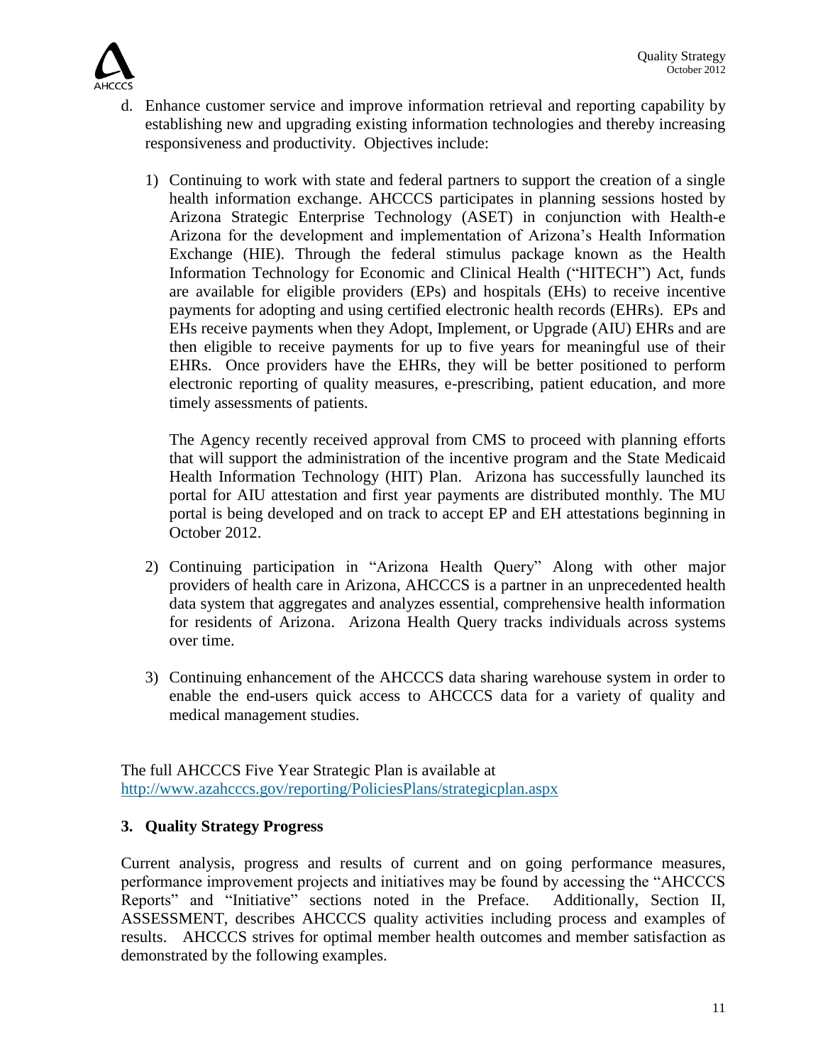d. Enhance customer service and improve information retrieval and reporting capability by establishing new and upgrading existing information technologies and thereby increasing responsiveness and productivity. Objectives include:

   1) Continuing to work with state and federal partners to support the creation of a single health information exchange. AHCCCS participates in planning sessions hosted by Arizona Strategic Enterprise Technology (ASET) in conjunction with Health-e Arizona for the development and implementation of Arizona's Health Information Exchange (HIE). Through the federal stimulus package known as the Health Information Technology for Economic and Clinical Health ("HITECH") Act, funds are available for eligible providers (EPs) and hospitals (EHs) to receive incentive payments for adopting and using certified electronic health records (EHRs). EPs and EHs receive payments when they Adopt, Implement, or Upgrade (AIU) EHRs and are then eligible to receive payments for up to five years for meaningful use of their EHRs. Once providers have the EHRs, they will be better positioned to perform electronic reporting of quality measures, e-prescribing, patient education, and more timely assessments of patients.

      The Agency recently received approval from CMS to proceed with planning efforts that will support the administration of the incentive program and the State Medicaid Health Information Technology (HIT) Plan. Arizona has successfully launched its portal for AIU attestation and first year payments are distributed monthly. The MU portal is being developed and on track to accept EP and EH attestations beginning in October 2012.

   2) Continuing participation in "Arizona Health Query" Along with other major providers of health care in Arizona, AHCCCS is a partner in an unprecedented health data system that aggregates and analyzes essential, comprehensive health information for residents of Arizona. Arizona Health Query tracks individuals across systems over time.

   3) Continuing enhancement of the AHCCCS data sharing warehouse system in order to enable the end-users quick access to AHCCCS data for a variety of quality and medical management studies.

The full AHCCCS Five Year Strategic Plan is available at http://www.azahcccs.gov/reporting/PoliciesPlans/strategicplan.aspx

### 3. Quality Strategy Progress

Current analysis, progress and results of current and on going performance measures, performance improvement projects and initiatives may be found by accessing the "AHCCCS Reports" and "Initiative" sections noted in the Preface. Additionally, Section II, ASSESSMENT, describes AHCCCS quality activities including process and examples of results. AHCCCS strives for optimal member health outcomes and member satisfaction as demonstrated by the following examples.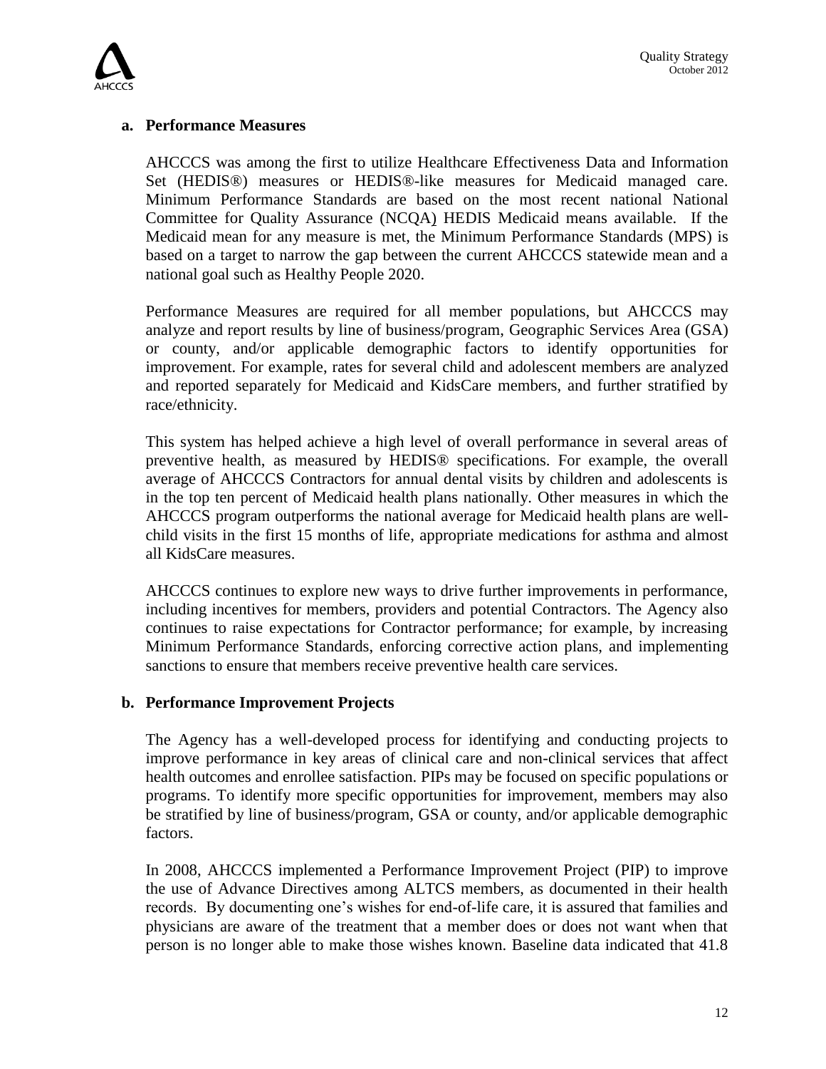### a. Performance Measures

AHCCCS was among the first to utilize Healthcare Effectiveness Data and Information Set (HEDIS®) measures or HEDIS®-like measures for Medicaid managed care. Minimum Performance Standards are based on the most recent national National Committee for Quality Assurance (NCQA) HEDIS Medicaid means available. If the Medicaid mean for any measure is met, the Minimum Performance Standards (MPS) is based on a target to narrow the gap between the current AHCCCS statewide mean and a national goal such as Healthy People 2020.

Performance Measures are required for all member populations, but AHCCCS may analyze and report results by line of business/program, Geographic Services Area (GSA) or county, and/or applicable demographic factors to identify opportunities for improvement. For example, rates for several child and adolescent members are analyzed and reported separately for Medicaid and KidsCare members, and further stratified by race/ethnicity.

This system has helped achieve a high level of overall performance in several areas of preventive health, as measured by HEDIS® specifications. For example, the overall average of AHCCCS Contractors for annual dental visits by children and adolescents is in the top ten percent of Medicaid health plans nationally. Other measures in which the AHCCCS program outperforms the national average for Medicaid health plans are well-child visits in the first 15 months of life, appropriate medications for asthma and almost all KidsCare measures.

AHCCCS continues to explore new ways to drive further improvements in performance, including incentives for members, providers and potential Contractors. The Agency also continues to raise expectations for Contractor performance; for example, by increasing Minimum Performance Standards, enforcing corrective action plans, and implementing sanctions to ensure that members receive preventive health care services.

### b. Performance Improvement Projects

The Agency has a well-developed process for identifying and conducting projects to improve performance in key areas of clinical care and non-clinical services that affect health outcomes and enrollee satisfaction. PIPs may be focused on specific populations or programs. To identify more specific opportunities for improvement, members may also be stratified by line of business/program, GSA or county, and/or applicable demographic factors.

In 2008, AHCCCS implemented a Performance Improvement Project (PIP) to improve the use of Advance Directives among ALTCS members, as documented in their health records. By documenting one's wishes for end-of-life care, it is assured that families and physicians are aware of the treatment that a member does or does not want when that person is no longer able to make those wishes known. Baseline data indicated that 41.8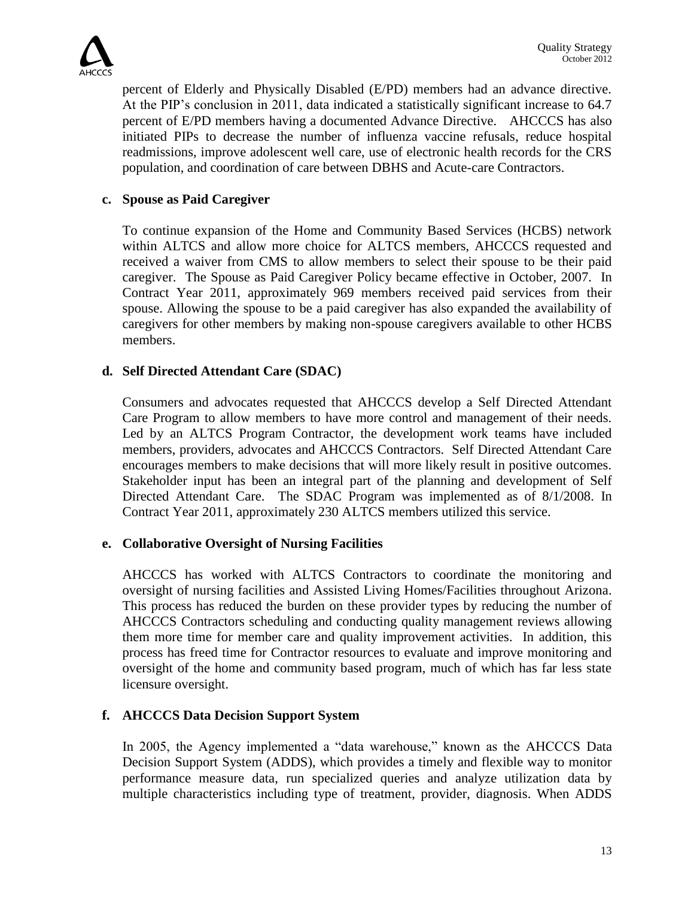percent of Elderly and Physically Disabled (E/PD) members had an advance directive. At the PIP's conclusion in 2011, data indicated a statistically significant increase to 64.7 percent of E/PD members having a documented Advance Directive. AHCCCS has also initiated PIPs to decrease the number of influenza vaccine refusals, reduce hospital readmissions, improve adolescent well care, use of electronic health records for the CRS population, and coordination of care between DBHS and Acute-care Contractors.

**c. Spouse as Paid Caregiver**

To continue expansion of the Home and Community Based Services (HCBS) network within ALTCS and allow more choice for ALTCS members, AHCCCS requested and received a waiver from CMS to allow members to select their spouse to be their paid caregiver. The Spouse as Paid Caregiver Policy became effective in October, 2007. In Contract Year 2011, approximately 969 members received paid services from their spouse. Allowing the spouse to be a paid caregiver has also expanded the availability of caregivers for other members by making non-spouse caregivers available to other HCBS members.

**d. Self Directed Attendant Care (SDAC)**

Consumers and advocates requested that AHCCCS develop a Self Directed Attendant Care Program to allow members to have more control and management of their needs. Led by an ALTCS Program Contractor, the development work teams have included members, providers, advocates and AHCCCS Contractors. Self Directed Attendant Care encourages members to make decisions that will more likely result in positive outcomes. Stakeholder input has been an integral part of the planning and development of Self Directed Attendant Care. The SDAC Program was implemented as of 8/1/2008. In Contract Year 2011, approximately 230 ALTCS members utilized this service.

**e. Collaborative Oversight of Nursing Facilities**

AHCCCS has worked with ALTCS Contractors to coordinate the monitoring and oversight of nursing facilities and Assisted Living Homes/Facilities throughout Arizona. This process has reduced the burden on these provider types by reducing the number of AHCCCS Contractors scheduling and conducting quality management reviews allowing them more time for member care and quality improvement activities. In addition, this process has freed time for Contractor resources to evaluate and improve monitoring and oversight of the home and community based program, much of which has far less state licensure oversight.

**f. AHCCCS Data Decision Support System**

In 2005, the Agency implemented a "data warehouse," known as the AHCCCS Data Decision Support System (ADDS), which provides a timely and flexible way to monitor performance measure data, run specialized queries and analyze utilization data by multiple characteristics including type of treatment, provider, diagnosis. When ADDS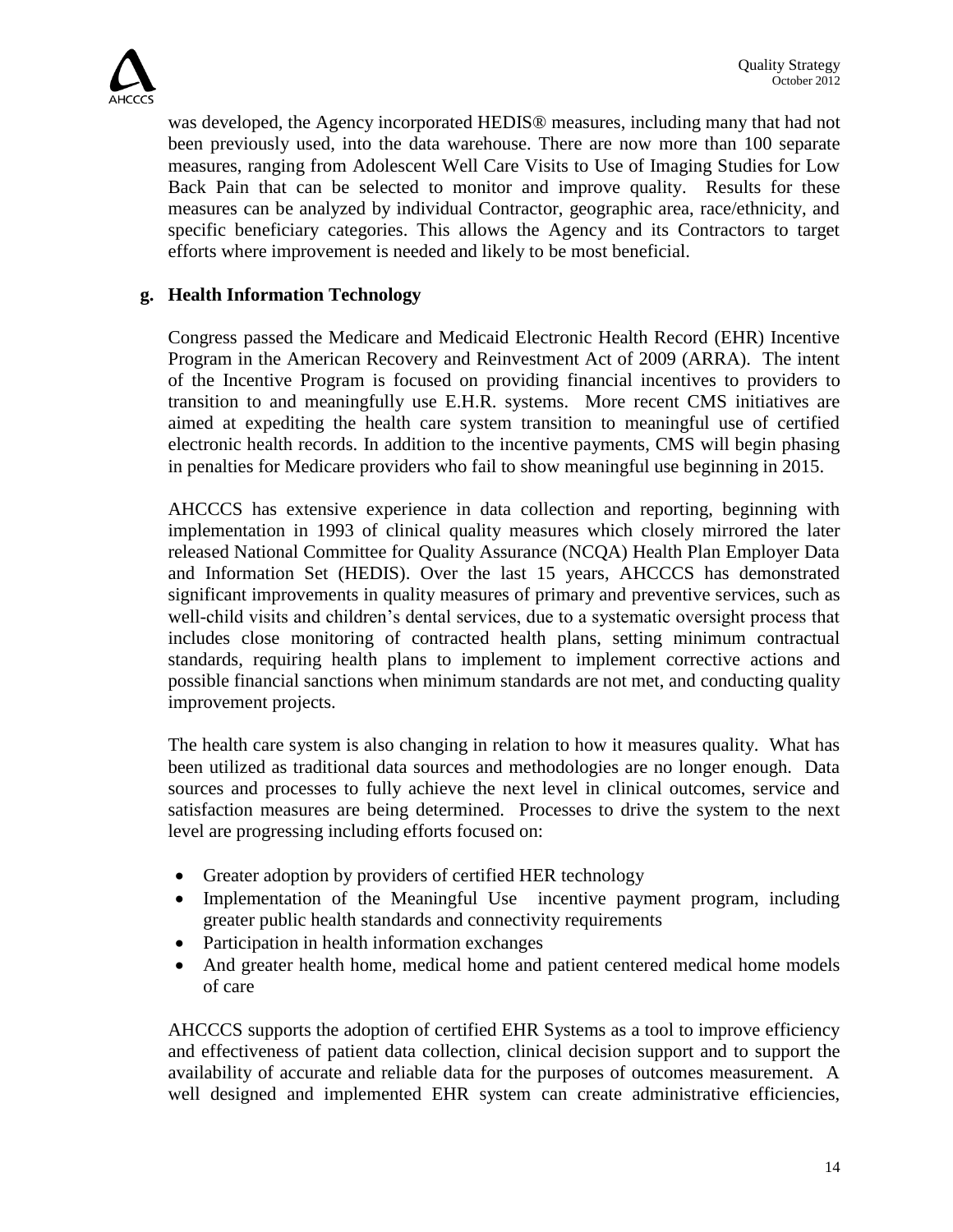was developed, the Agency incorporated HEDIS® measures, including many that had not been previously used, into the data warehouse. There are now more than 100 separate measures, ranging from Adolescent Well Care Visits to Use of Imaging Studies for Low Back Pain that can be selected to monitor and improve quality. Results for these measures can be analyzed by individual Contractor, geographic area, race/ethnicity, and specific beneficiary categories. This allows the Agency and its Contractors to target efforts where improvement is needed and likely to be most beneficial.

### g. Health Information Technology

Congress passed the Medicare and Medicaid Electronic Health Record (EHR) Incentive Program in the American Recovery and Reinvestment Act of 2009 (ARRA). The intent of the Incentive Program is focused on providing financial incentives to providers to transition to and meaningfully use E.H.R. systems. More recent CMS initiatives are aimed at expediting the health care system transition to meaningful use of certified electronic health records. In addition to the incentive payments, CMS will begin phasing in penalties for Medicare providers who fail to show meaningful use beginning in 2015.

AHCCCS has extensive experience in data collection and reporting, beginning with implementation in 1993 of clinical quality measures which closely mirrored the later released National Committee for Quality Assurance (NCQA) Health Plan Employer Data and Information Set (HEDIS). Over the last 15 years, AHCCCS has demonstrated significant improvements in quality measures of primary and preventive services, such as well-child visits and children's dental services, due to a systematic oversight process that includes close monitoring of contracted health plans, setting minimum contractual standards, requiring health plans to implement to implement corrective actions and possible financial sanctions when minimum standards are not met, and conducting quality improvement projects.

The health care system is also changing in relation to how it measures quality. What has been utilized as traditional data sources and methodologies are no longer enough. Data sources and processes to fully achieve the next level in clinical outcomes, service and satisfaction measures are being determined. Processes to drive the system to the next level are progressing including efforts focused on:

- Greater adoption by providers of certified HER technology
- Implementation of the Meaningful Use incentive payment program, including greater public health standards and connectivity requirements
- Participation in health information exchanges
- And greater health home, medical home and patient centered medical home models of care

AHCCCS supports the adoption of certified EHR Systems as a tool to improve efficiency and effectiveness of patient data collection, clinical decision support and to support the availability of accurate and reliable data for the purposes of outcomes measurement. A well designed and implemented EHR system can create administrative efficiencies,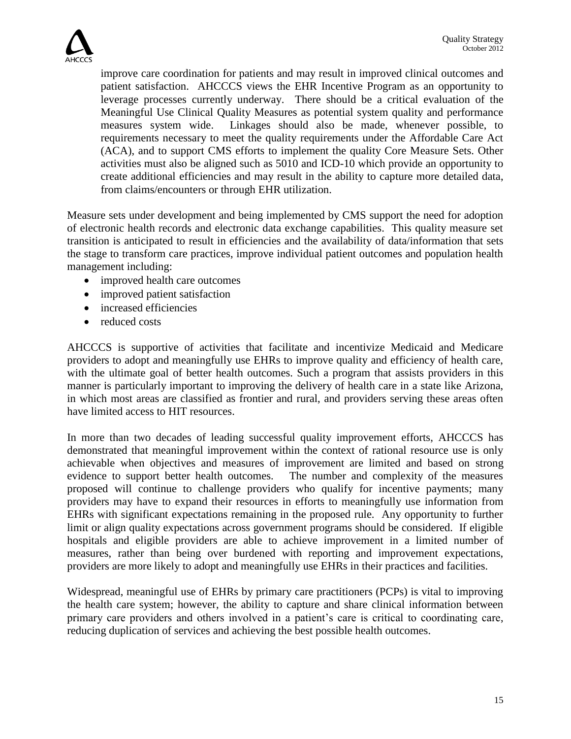improve care coordination for patients and may result in improved clinical outcomes and patient satisfaction. AHCCCS views the EHR Incentive Program as an opportunity to leverage processes currently underway. There should be a critical evaluation of the Meaningful Use Clinical Quality Measures as potential system quality and performance measures system wide. Linkages should also be made, whenever possible, to requirements necessary to meet the quality requirements under the Affordable Care Act (ACA), and to support CMS efforts to implement the quality Core Measure Sets. Other activities must also be aligned such as 5010 and ICD-10 which provide an opportunity to create additional efficiencies and may result in the ability to capture more detailed data, from claims/encounters or through EHR utilization.

Measure sets under development and being implemented by CMS support the need for adoption of electronic health records and electronic data exchange capabilities. This quality measure set transition is anticipated to result in efficiencies and the availability of data/information that sets the stage to transform care practices, improve individual patient outcomes and population health management including:

- improved health care outcomes
- improved patient satisfaction
- increased efficiencies
- reduced costs

AHCCCS is supportive of activities that facilitate and incentivize Medicaid and Medicare providers to adopt and meaningfully use EHRs to improve quality and efficiency of health care, with the ultimate goal of better health outcomes. Such a program that assists providers in this manner is particularly important to improving the delivery of health care in a state like Arizona, in which most areas are classified as frontier and rural, and providers serving these areas often have limited access to HIT resources.

In more than two decades of leading successful quality improvement efforts, AHCCCS has demonstrated that meaningful improvement within the context of rational resource use is only achievable when objectives and measures of improvement are limited and based on strong evidence to support better health outcomes. The number and complexity of the measures proposed will continue to challenge providers who qualify for incentive payments; many providers may have to expand their resources in efforts to meaningfully use information from EHRs with significant expectations remaining in the proposed rule. Any opportunity to further limit or align quality expectations across government programs should be considered. If eligible hospitals and eligible providers are able to achieve improvement in a limited number of measures, rather than being over burdened with reporting and improvement expectations, providers are more likely to adopt and meaningfully use EHRs in their practices and facilities.

Widespread, meaningful use of EHRs by primary care practitioners (PCPs) is vital to improving the health care system; however, the ability to capture and share clinical information between primary care providers and others involved in a patient's care is critical to coordinating care, reducing duplication of services and achieving the best possible health outcomes.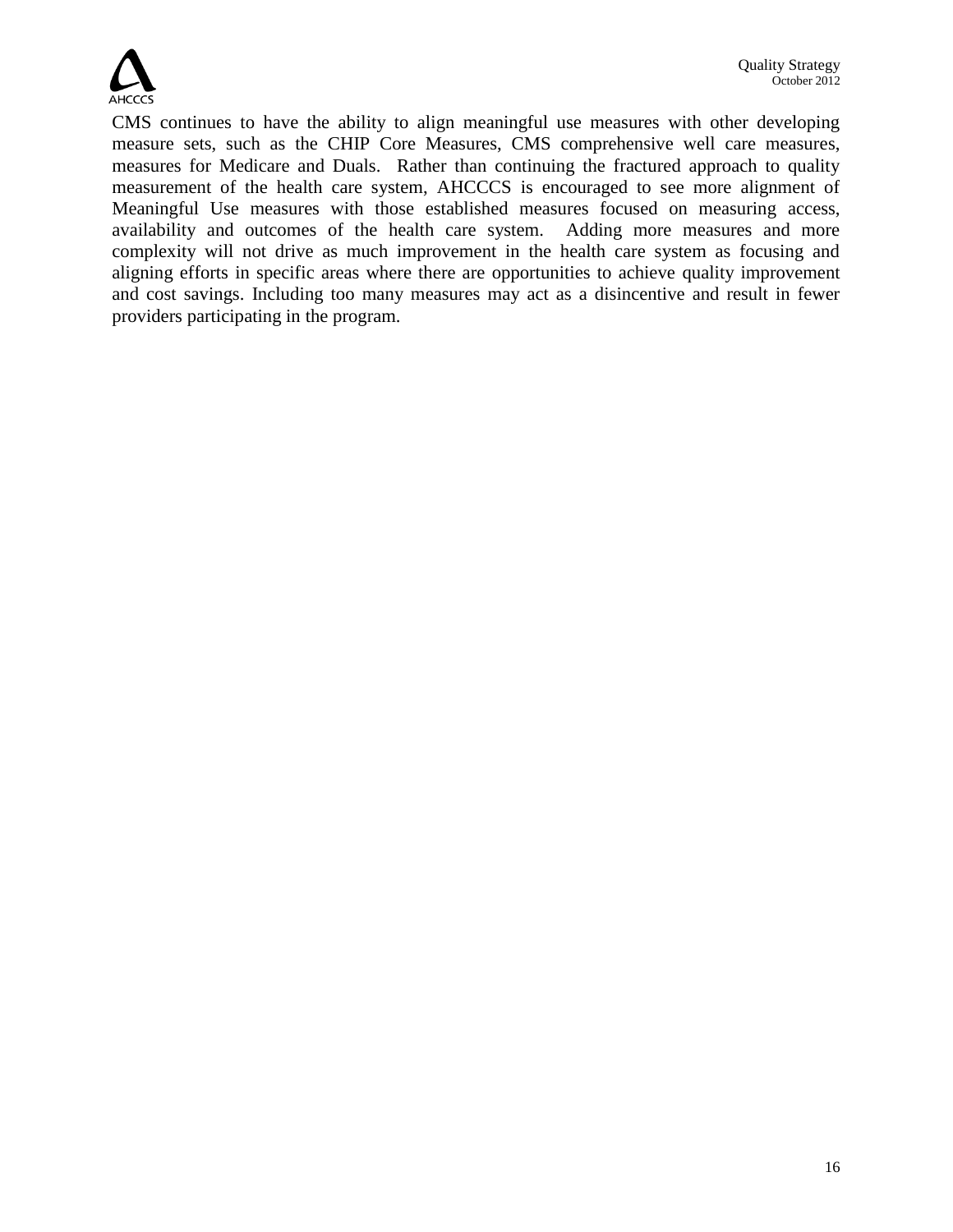CMS continues to have the ability to align meaningful use measures with other developing measure sets, such as the CHIP Core Measures, CMS comprehensive well care measures, measures for Medicare and Duals. Rather than continuing the fractured approach to quality measurement of the health care system, AHCCCS is encouraged to see more alignment of Meaningful Use measures with those established measures focused on measuring access, availability and outcomes of the health care system. Adding more measures and more complexity will not drive as much improvement in the health care system as focusing and aligning efforts in specific areas where there are opportunities to achieve quality improvement and cost savings. Including too many measures may act as a disincentive and result in fewer providers participating in the program.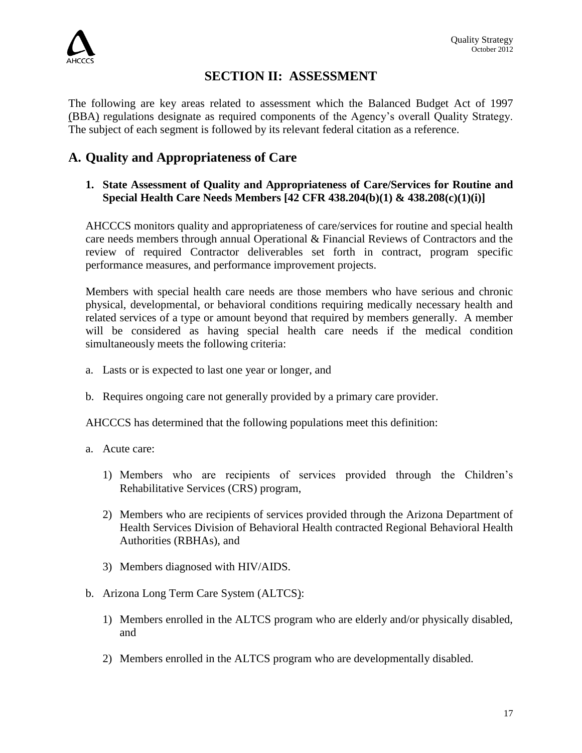# SECTION II: ASSESSMENT

The following are key areas related to assessment which the Balanced Budget Act of 1997 (BBA) regulations designate as required components of the Agency's overall Quality Strategy. The subject of each segment is followed by its relevant federal citation as a reference.

## A. Quality and Appropriateness of Care

### 1. State Assessment of Quality and Appropriateness of Care/Services for Routine and Special Health Care Needs Members [42 CFR 438.204(b)(1) & 438.208(c)(1)(i)]

AHCCCS monitors quality and appropriateness of care/services for routine and special health care needs members through annual Operational & Financial Reviews of Contractors and the review of required Contractor deliverables set forth in contract, program specific performance measures, and performance improvement projects.

Members with special health care needs are those members who have serious and chronic physical, developmental, or behavioral conditions requiring medically necessary health and related services of a type or amount beyond that required by members generally. A member will be considered as having special health care needs if the medical condition simultaneously meets the following criteria:

a. Lasts or is expected to last one year or longer, and

b. Requires ongoing care not generally provided by a primary care provider.

AHCCCS has determined that the following populations meet this definition:

a. Acute care:

   1) Members who are recipients of services provided through the Children's Rehabilitative Services (CRS) program,

   2) Members who are recipients of services provided through the Arizona Department of Health Services Division of Behavioral Health contracted Regional Behavioral Health Authorities (RBHAs), and

   3) Members diagnosed with HIV/AIDS.

b. Arizona Long Term Care System (ALTCS):

   1) Members enrolled in the ALTCS program who are elderly and/or physically disabled, and

   2) Members enrolled in the ALTCS program who are developmentally disabled.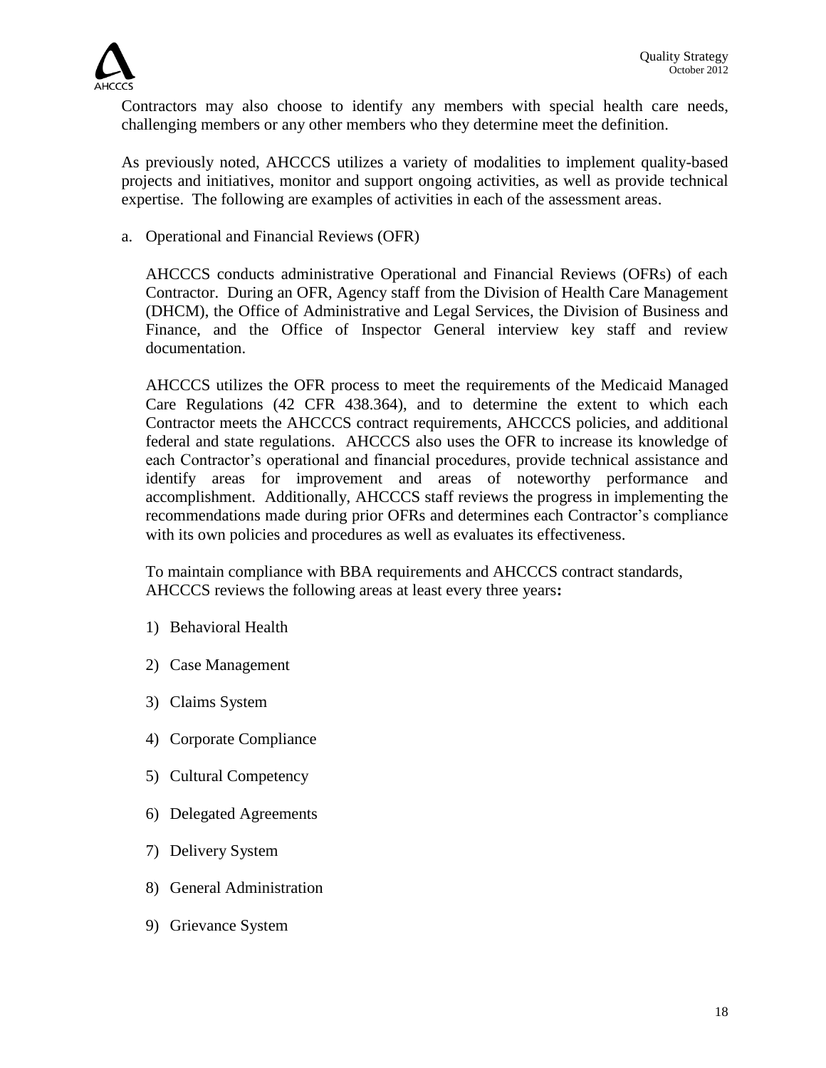Contractors may also choose to identify any members with special health care needs, challenging members or any other members who they determine meet the definition.

As previously noted, AHCCCS utilizes a variety of modalities to implement quality-based projects and initiatives, monitor and support ongoing activities, as well as provide technical expertise. The following are examples of activities in each of the assessment areas.

a. Operational and Financial Reviews (OFR)

   AHCCCS conducts administrative Operational and Financial Reviews (OFRs) of each Contractor. During an OFR, Agency staff from the Division of Health Care Management (DHCM), the Office of Administrative and Legal Services, the Division of Business and Finance, and the Office of Inspector General interview key staff and review documentation.

   AHCCCS utilizes the OFR process to meet the requirements of the Medicaid Managed Care Regulations (42 CFR 438.364), and to determine the extent to which each Contractor meets the AHCCCS contract requirements, AHCCCS policies, and additional federal and state regulations. AHCCCS also uses the OFR to increase its knowledge of each Contractor's operational and financial procedures, provide technical assistance and identify areas for improvement and areas of noteworthy performance and accomplishment. Additionally, AHCCCS staff reviews the progress in implementing the recommendations made during prior OFRs and determines each Contractor's compliance with its own policies and procedures as well as evaluates its effectiveness.

   To maintain compliance with BBA requirements and AHCCCS contract standards, AHCCCS reviews the following areas at least every three years**:**

   1) Behavioral Health
   2) Case Management
   3) Claims System
   4) Corporate Compliance
   5) Cultural Competency
   6) Delegated Agreements
   7) Delivery System
   8) General Administration
   9) Grievance System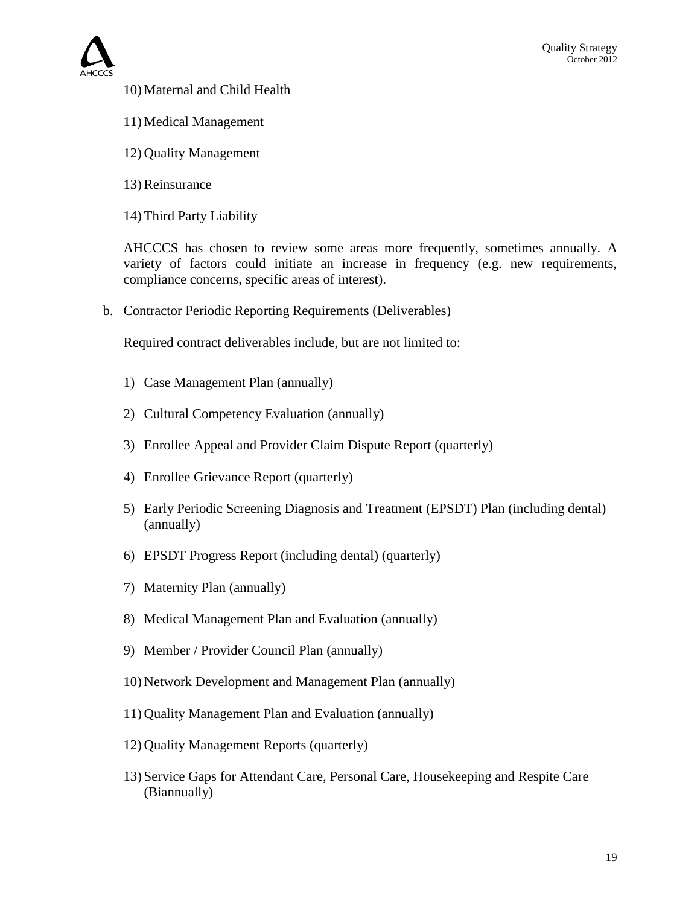10) Maternal and Child Health

11) Medical Management

12) Quality Management

13) Reinsurance

14) Third Party Liability

AHCCCS has chosen to review some areas more frequently, sometimes annually. A variety of factors could initiate an increase in frequency (e.g. new requirements, compliance concerns, specific areas of interest).

b. Contractor Periodic Reporting Requirements (Deliverables)

Required contract deliverables include, but are not limited to:

1) Case Management Plan (annually)

2) Cultural Competency Evaluation (annually)

3) Enrollee Appeal and Provider Claim Dispute Report (quarterly)

4) Enrollee Grievance Report (quarterly)

5) Early Periodic Screening Diagnosis and Treatment (EPSDT) Plan (including dental) (annually)

6) EPSDT Progress Report (including dental) (quarterly)

7) Maternity Plan (annually)

8) Medical Management Plan and Evaluation (annually)

9) Member / Provider Council Plan (annually)

10) Network Development and Management Plan (annually)

11) Quality Management Plan and Evaluation (annually)

12) Quality Management Reports (quarterly)

13) Service Gaps for Attendant Care, Personal Care, Housekeeping and Respite Care (Biannually)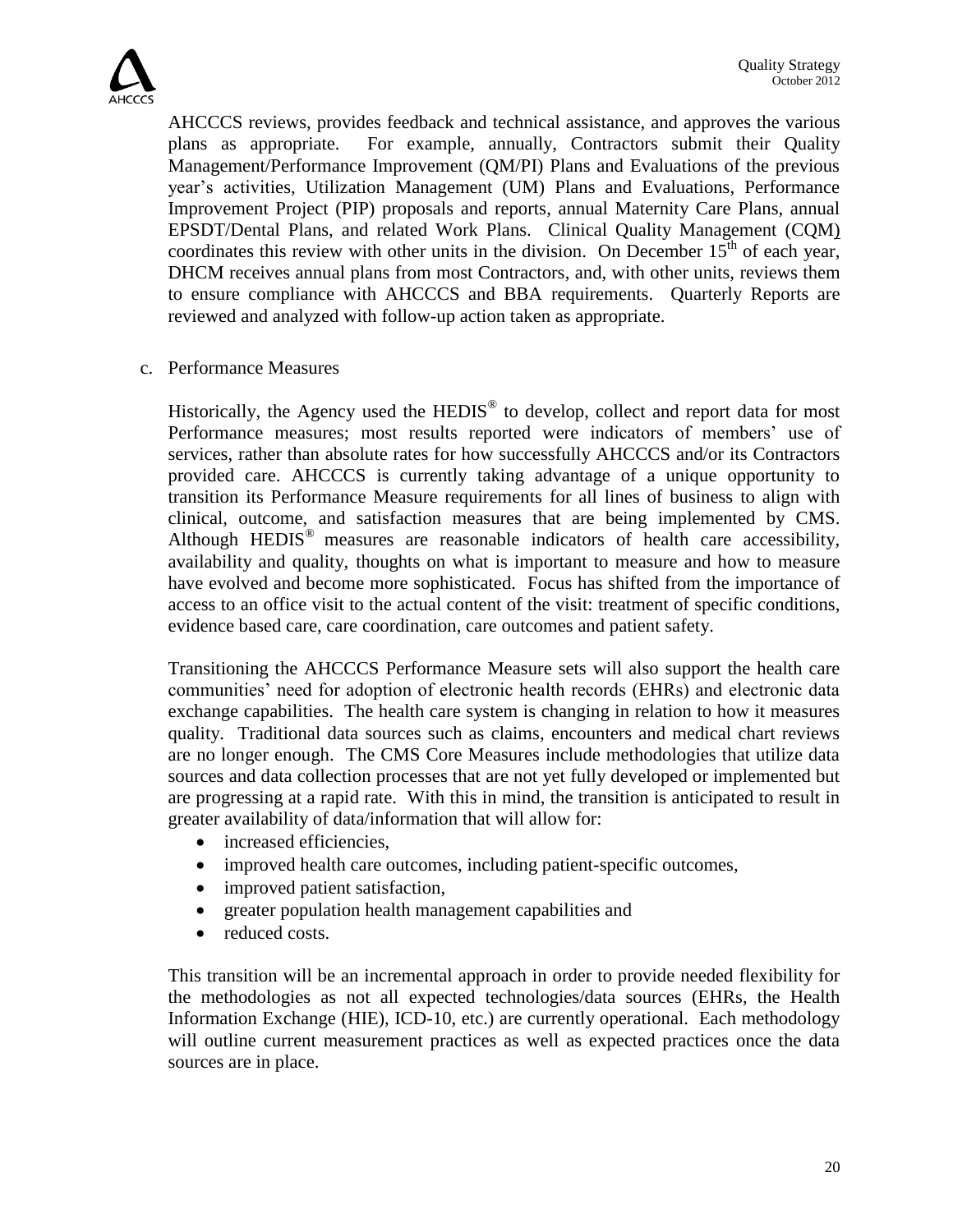AHCCCS reviews, provides feedback and technical assistance, and approves the various plans as appropriate. For example, annually, Contractors submit their Quality Management/Performance Improvement (QM/PI) Plans and Evaluations of the previous year's activities, Utilization Management (UM) Plans and Evaluations, Performance Improvement Project (PIP) proposals and reports, annual Maternity Care Plans, annual EPSDT/Dental Plans, and related Work Plans. Clinical Quality Management (CQM) coordinates this review with other units in the division. On December 15th of each year, DHCM receives annual plans from most Contractors, and, with other units, reviews them to ensure compliance with AHCCCS and BBA requirements. Quarterly Reports are reviewed and analyzed with follow-up action taken as appropriate.

c. Performance Measures

Historically, the Agency used the HEDIS® to develop, collect and report data for most Performance measures; most results reported were indicators of members' use of services, rather than absolute rates for how successfully AHCCCS and/or its Contractors provided care. AHCCCS is currently taking advantage of a unique opportunity to transition its Performance Measure requirements for all lines of business to align with clinical, outcome, and satisfaction measures that are being implemented by CMS. Although HEDIS® measures are reasonable indicators of health care accessibility, availability and quality, thoughts on what is important to measure and how to measure have evolved and become more sophisticated. Focus has shifted from the importance of access to an office visit to the actual content of the visit: treatment of specific conditions, evidence based care, care coordination, care outcomes and patient safety.

Transitioning the AHCCCS Performance Measure sets will also support the health care communities' need for adoption of electronic health records (EHRs) and electronic data exchange capabilities. The health care system is changing in relation to how it measures quality. Traditional data sources such as claims, encounters and medical chart reviews are no longer enough. The CMS Core Measures include methodologies that utilize data sources and data collection processes that are not yet fully developed or implemented but are progressing at a rapid rate. With this in mind, the transition is anticipated to result in greater availability of data/information that will allow for:

- increased efficiencies,
- improved health care outcomes, including patient-specific outcomes,
- improved patient satisfaction,
- greater population health management capabilities and
- reduced costs.

This transition will be an incremental approach in order to provide needed flexibility for the methodologies as not all expected technologies/data sources (EHRs, the Health Information Exchange (HIE), ICD-10, etc.) are currently operational. Each methodology will outline current measurement practices as well as expected practices once the data sources are in place.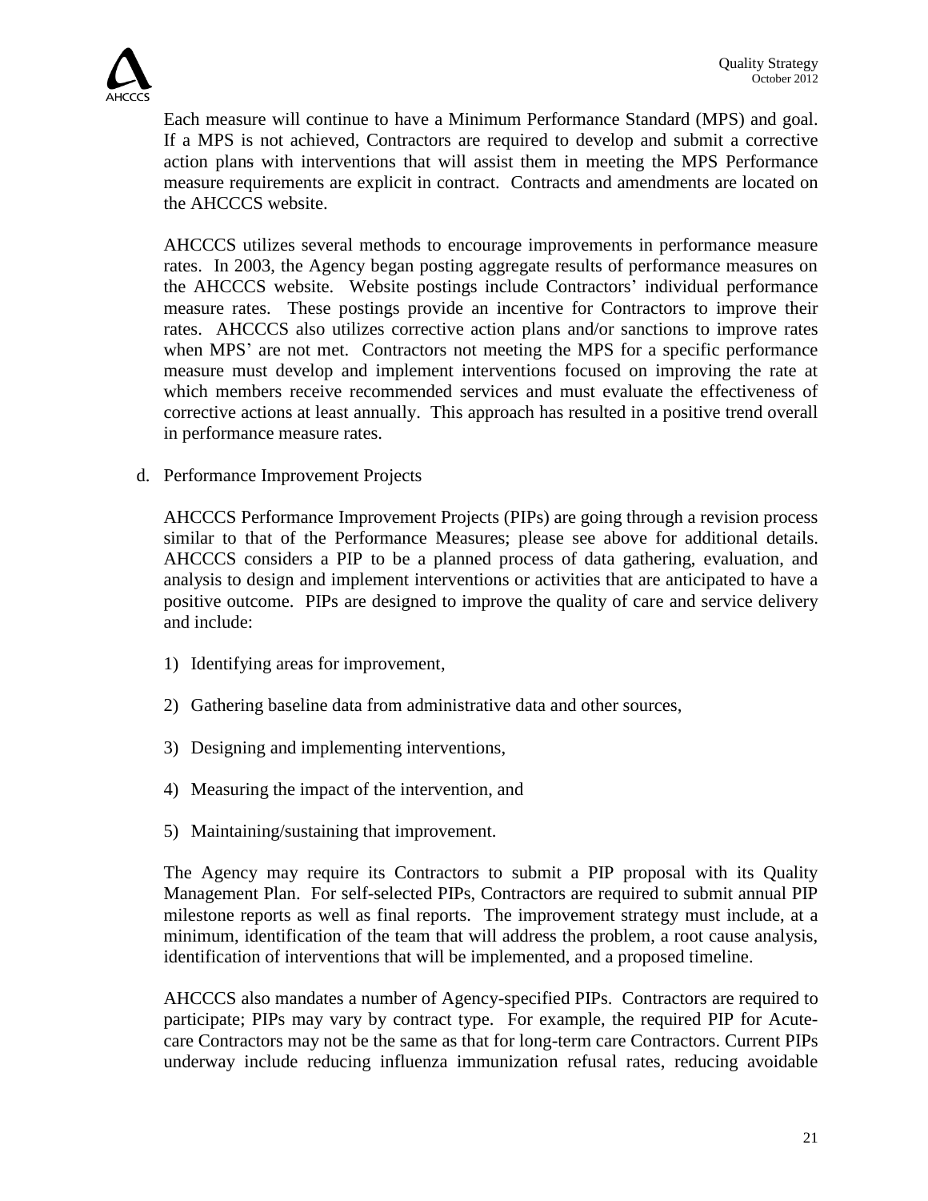Each measure will continue to have a Minimum Performance Standard (MPS) and goal. If a MPS is not achieved, Contractors are required to develop and submit a corrective action plans with interventions that will assist them in meeting the MPS Performance measure requirements are explicit in contract. Contracts and amendments are located on the AHCCCS website.

AHCCCS utilizes several methods to encourage improvements in performance measure rates. In 2003, the Agency began posting aggregate results of performance measures on the AHCCCS website. Website postings include Contractors' individual performance measure rates. These postings provide an incentive for Contractors to improve their rates. AHCCCS also utilizes corrective action plans and/or sanctions to improve rates when MPS' are not met. Contractors not meeting the MPS for a specific performance measure must develop and implement interventions focused on improving the rate at which members receive recommended services and must evaluate the effectiveness of corrective actions at least annually. This approach has resulted in a positive trend overall in performance measure rates.

d. Performance Improvement Projects

AHCCCS Performance Improvement Projects (PIPs) are going through a revision process similar to that of the Performance Measures; please see above for additional details. AHCCCS considers a PIP to be a planned process of data gathering, evaluation, and analysis to design and implement interventions or activities that are anticipated to have a positive outcome. PIPs are designed to improve the quality of care and service delivery and include:

1) Identifying areas for improvement,

2) Gathering baseline data from administrative data and other sources,

3) Designing and implementing interventions,

4) Measuring the impact of the intervention, and

5) Maintaining/sustaining that improvement.

The Agency may require its Contractors to submit a PIP proposal with its Quality Management Plan. For self-selected PIPs, Contractors are required to submit annual PIP milestone reports as well as final reports. The improvement strategy must include, at a minimum, identification of the team that will address the problem, a root cause analysis, identification of interventions that will be implemented, and a proposed timeline.

AHCCCS also mandates a number of Agency-specified PIPs. Contractors are required to participate; PIPs may vary by contract type. For example, the required PIP for Acute-care Contractors may not be the same as that for long-term care Contractors. Current PIPs underway include reducing influenza immunization refusal rates, reducing avoidable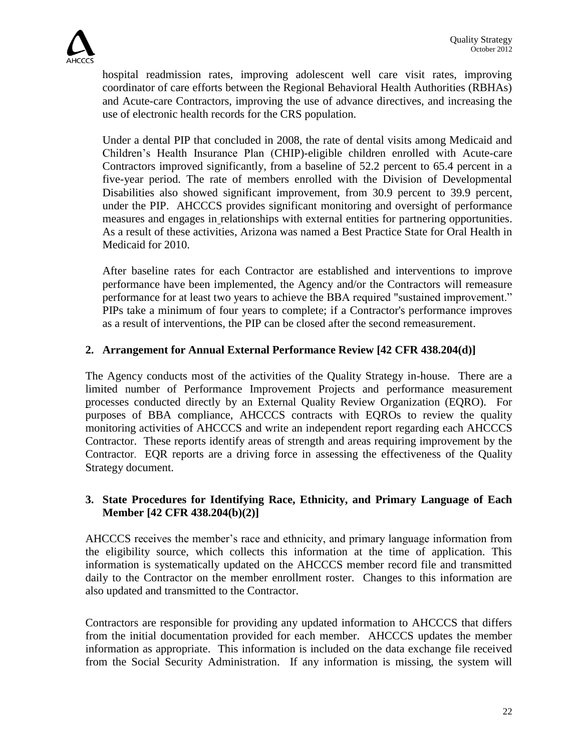hospital readmission rates, improving adolescent well care visit rates, improving coordinator of care efforts between the Regional Behavioral Health Authorities (RBHAs) and Acute-care Contractors, improving the use of advance directives, and increasing the use of electronic health records for the CRS population.

Under a dental PIP that concluded in 2008, the rate of dental visits among Medicaid and Children's Health Insurance Plan (CHIP)-eligible children enrolled with Acute-care Contractors improved significantly, from a baseline of 52.2 percent to 65.4 percent in a five-year period. The rate of members enrolled with the Division of Developmental Disabilities also showed significant improvement, from 30.9 percent to 39.9 percent, under the PIP. AHCCCS provides significant monitoring and oversight of performance measures and engages in relationships with external entities for partnering opportunities. As a result of these activities, Arizona was named a Best Practice State for Oral Health in Medicaid for 2010.

After baseline rates for each Contractor are established and interventions to improve performance have been implemented, the Agency and/or the Contractors will remeasure performance for at least two years to achieve the BBA required "sustained improvement." PIPs take a minimum of four years to complete; if a Contractor's performance improves as a result of interventions, the PIP can be closed after the second remeasurement.

## 2. Arrangement for Annual External Performance Review [42 CFR 438.204(d)]

The Agency conducts most of the activities of the Quality Strategy in-house. There are a limited number of Performance Improvement Projects and performance measurement processes conducted directly by an External Quality Review Organization (EQRO). For purposes of BBA compliance, AHCCCS contracts with EQROs to review the quality monitoring activities of AHCCCS and write an independent report regarding each AHCCCS Contractor. These reports identify areas of strength and areas requiring improvement by the Contractor. EQR reports are a driving force in assessing the effectiveness of the Quality Strategy document.

## 3. State Procedures for Identifying Race, Ethnicity, and Primary Language of Each Member [42 CFR 438.204(b)(2)]

AHCCCS receives the member's race and ethnicity, and primary language information from the eligibility source, which collects this information at the time of application. This information is systematically updated on the AHCCCS member record file and transmitted daily to the Contractor on the member enrollment roster. Changes to this information are also updated and transmitted to the Contractor.

Contractors are responsible for providing any updated information to AHCCCS that differs from the initial documentation provided for each member. AHCCCS updates the member information as appropriate. This information is included on the data exchange file received from the Social Security Administration. If any information is missing, the system will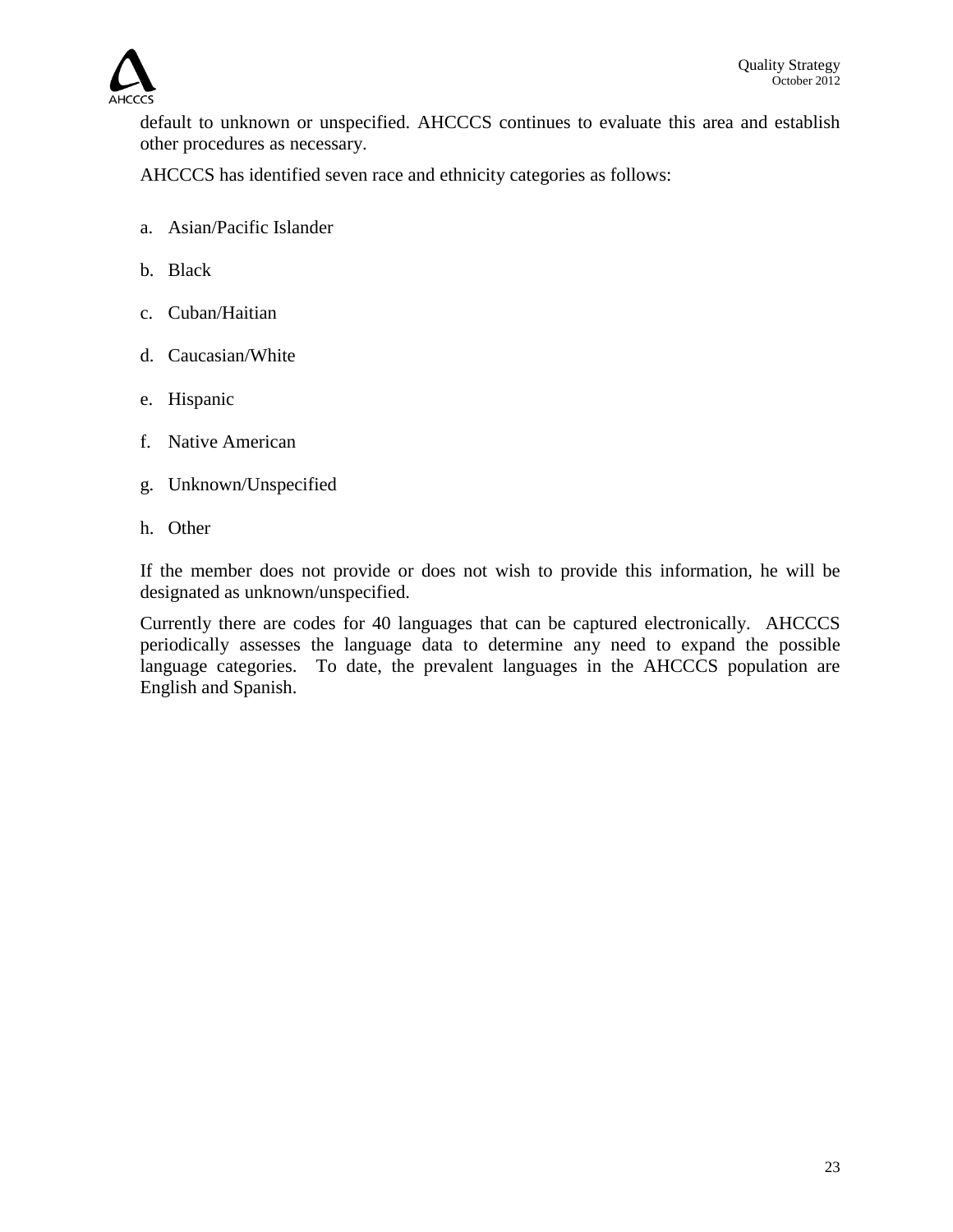default to unknown or unspecified. AHCCCS continues to evaluate this area and establish other procedures as necessary.

AHCCCS has identified seven race and ethnicity categories as follows:

a. Asian/Pacific Islander

b. Black

c. Cuban/Haitian

d. Caucasian/White

e. Hispanic

f. Native American

g. Unknown/Unspecified

h. Other

If the member does not provide or does not wish to provide this information, he will be designated as unknown/unspecified.

Currently there are codes for 40 languages that can be captured electronically. AHCCCS periodically assesses the language data to determine any need to expand the possible language categories. To date, the prevalent languages in the AHCCCS population are English and Spanish.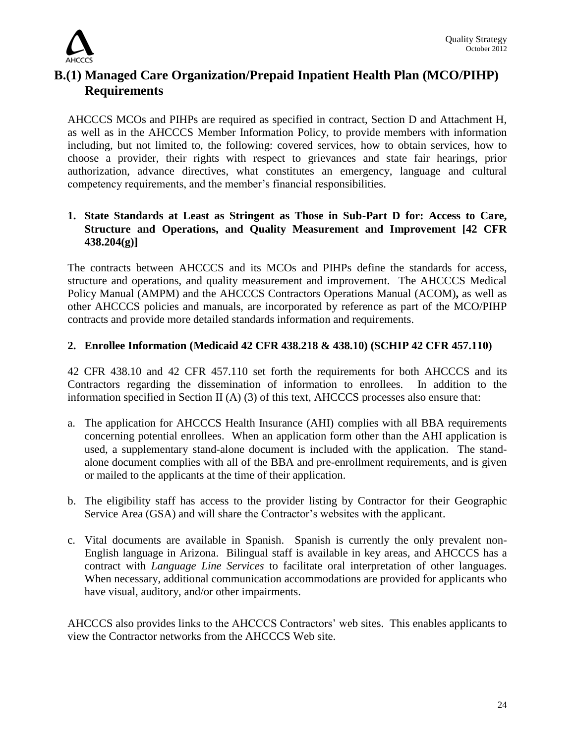## B.(1) Managed Care Organization/Prepaid Inpatient Health Plan (MCO/PIHP) Requirements

AHCCCS MCOs and PIHPs are required as specified in contract, Section D and Attachment H, as well as in the AHCCCS Member Information Policy, to provide members with information including, but not limited to, the following: covered services, how to obtain services, how to choose a provider, their rights with respect to grievances and state fair hearings, prior authorization, advance directives, what constitutes an emergency, language and cultural competency requirements, and the member's financial responsibilities.

### 1. State Standards at Least as Stringent as Those in Sub-Part D for: Access to Care, Structure and Operations, and Quality Measurement and Improvement [42 CFR 438.204(g)]

The contracts between AHCCCS and its MCOs and PIHPs define the standards for access, structure and operations, and quality measurement and improvement. The AHCCCS Medical Policy Manual (AMPM) and the AHCCCS Contractors Operations Manual (ACOM)**,** as well as other AHCCCS policies and manuals, are incorporated by reference as part of the MCO/PIHP contracts and provide more detailed standards information and requirements.

### 2. Enrollee Information (Medicaid 42 CFR 438.218 & 438.10) (SCHIP 42 CFR 457.110)

42 CFR 438.10 and 42 CFR 457.110 set forth the requirements for both AHCCCS and its Contractors regarding the dissemination of information to enrollees. In addition to the information specified in Section II (A) (3) of this text, AHCCCS processes also ensure that:

a. The application for AHCCCS Health Insurance (AHI) complies with all BBA requirements concerning potential enrollees. When an application form other than the AHI application is used, a supplementary stand-alone document is included with the application. The stand-alone document complies with all of the BBA and pre-enrollment requirements, and is given or mailed to the applicants at the time of their application.

b. The eligibility staff has access to the provider listing by Contractor for their Geographic Service Area (GSA) and will share the Contractor's websites with the applicant.

c. Vital documents are available in Spanish. Spanish is currently the only prevalent non-English language in Arizona. Bilingual staff is available in key areas, and AHCCCS has a contract with *Language Line Services* to facilitate oral interpretation of other languages. When necessary, additional communication accommodations are provided for applicants who have visual, auditory, and/or other impairments.

AHCCCS also provides links to the AHCCCS Contractors' web sites. This enables applicants to view the Contractor networks from the AHCCCS Web site.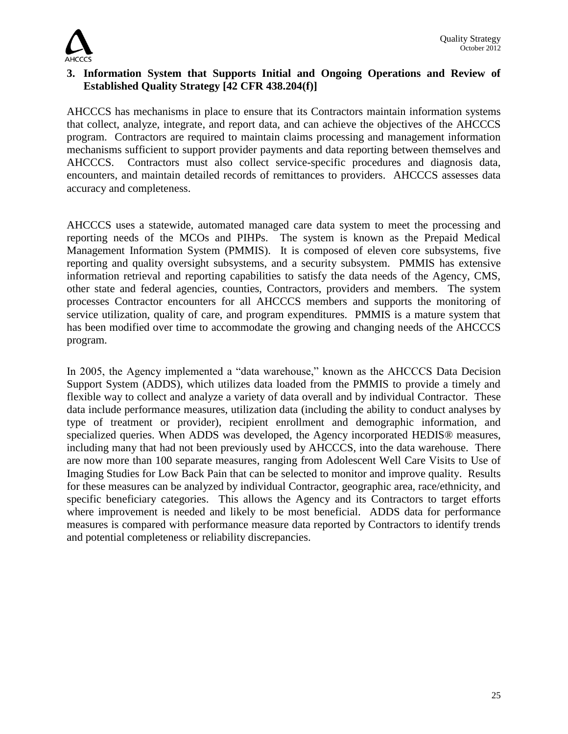### 3. Information System that Supports Initial and Ongoing Operations and Review of Established Quality Strategy [42 CFR 438.204(f)]

AHCCCS has mechanisms in place to ensure that its Contractors maintain information systems that collect, analyze, integrate, and report data, and can achieve the objectives of the AHCCCS program. Contractors are required to maintain claims processing and management information mechanisms sufficient to support provider payments and data reporting between themselves and AHCCCS. Contractors must also collect service-specific procedures and diagnosis data, encounters, and maintain detailed records of remittances to providers. AHCCCS assesses data accuracy and completeness.

AHCCCS uses a statewide, automated managed care data system to meet the processing and reporting needs of the MCOs and PIHPs. The system is known as the Prepaid Medical Management Information System (PMMIS). It is composed of eleven core subsystems, five reporting and quality oversight subsystems, and a security subsystem. PMMIS has extensive information retrieval and reporting capabilities to satisfy the data needs of the Agency, CMS, other state and federal agencies, counties, Contractors, providers and members. The system processes Contractor encounters for all AHCCCS members and supports the monitoring of service utilization, quality of care, and program expenditures. PMMIS is a mature system that has been modified over time to accommodate the growing and changing needs of the AHCCCS program.

In 2005, the Agency implemented a "data warehouse," known as the AHCCCS Data Decision Support System (ADDS), which utilizes data loaded from the PMMIS to provide a timely and flexible way to collect and analyze a variety of data overall and by individual Contractor. These data include performance measures, utilization data (including the ability to conduct analyses by type of treatment or provider), recipient enrollment and demographic information, and specialized queries. When ADDS was developed, the Agency incorporated HEDIS® measures, including many that had not been previously used by AHCCCS, into the data warehouse. There are now more than 100 separate measures, ranging from Adolescent Well Care Visits to Use of Imaging Studies for Low Back Pain that can be selected to monitor and improve quality. Results for these measures can be analyzed by individual Contractor, geographic area, race/ethnicity, and specific beneficiary categories. This allows the Agency and its Contractors to target efforts where improvement is needed and likely to be most beneficial. ADDS data for performance measures is compared with performance measure data reported by Contractors to identify trends and potential completeness or reliability discrepancies.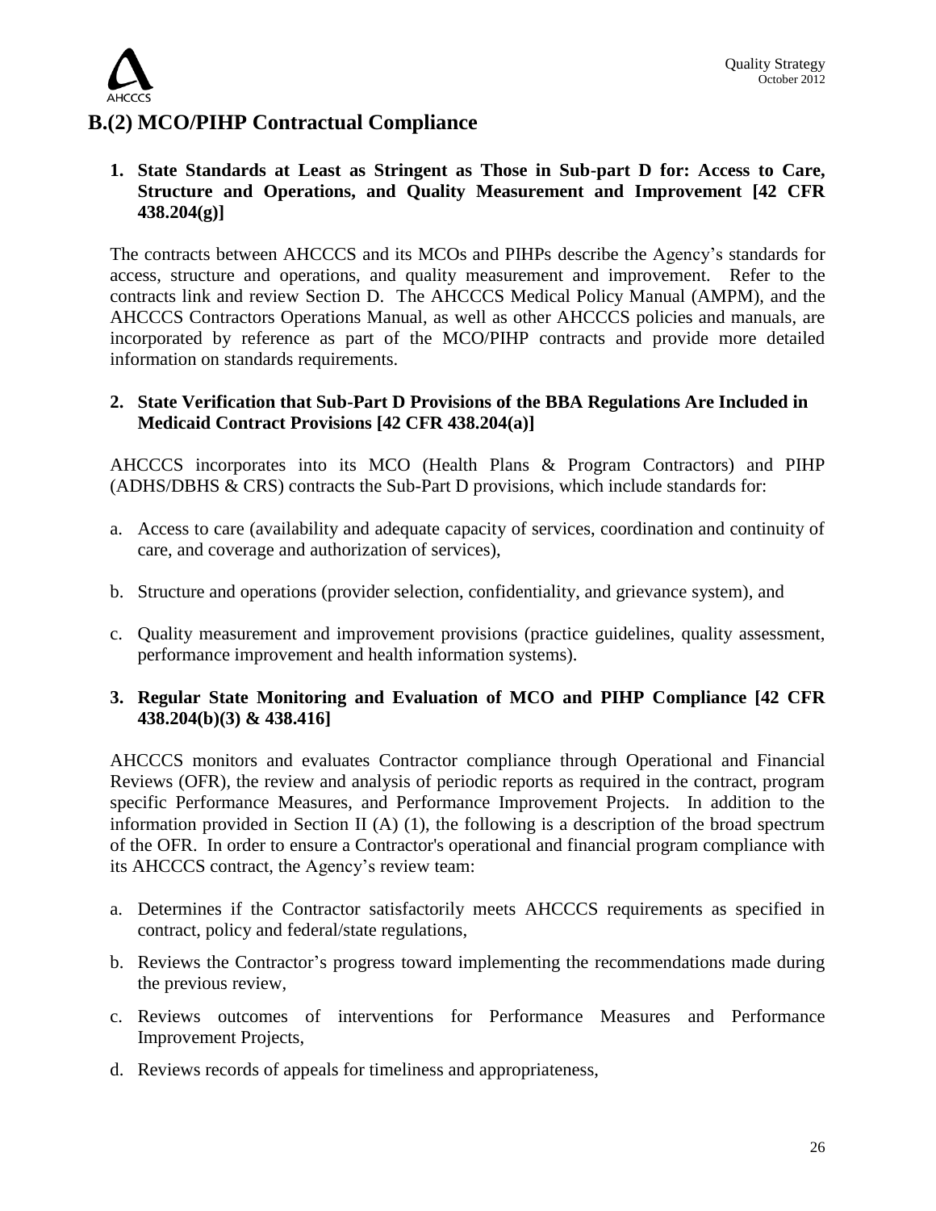## B.(2) MCO/PIHP Contractual Compliance

**1. State Standards at Least as Stringent as Those in Sub-part D for: Access to Care, Structure and Operations, and Quality Measurement and Improvement [42 CFR 438.204(g)]**

The contracts between AHCCCS and its MCOs and PIHPs describe the Agency's standards for access, structure and operations, and quality measurement and improvement. Refer to the contracts link and review Section D. The AHCCCS Medical Policy Manual (AMPM), and the AHCCCS Contractors Operations Manual, as well as other AHCCCS policies and manuals, are incorporated by reference as part of the MCO/PIHP contracts and provide more detailed information on standards requirements.

**2. State Verification that Sub-Part D Provisions of the BBA Regulations Are Included in Medicaid Contract Provisions [42 CFR 438.204(a)]**

AHCCCS incorporates into its MCO (Health Plans & Program Contractors) and PIHP (ADHS/DBHS & CRS) contracts the Sub-Part D provisions, which include standards for:

a. Access to care (availability and adequate capacity of services, coordination and continuity of care, and coverage and authorization of services),

b. Structure and operations (provider selection, confidentiality, and grievance system), and

c. Quality measurement and improvement provisions (practice guidelines, quality assessment, performance improvement and health information systems).

**3. Regular State Monitoring and Evaluation of MCO and PIHP Compliance [42 CFR 438.204(b)(3) & 438.416]**

AHCCCS monitors and evaluates Contractor compliance through Operational and Financial Reviews (OFR), the review and analysis of periodic reports as required in the contract, program specific Performance Measures, and Performance Improvement Projects. In addition to the information provided in Section II (A) (1), the following is a description of the broad spectrum of the OFR. In order to ensure a Contractor's operational and financial program compliance with its AHCCCS contract, the Agency's review team:

a. Determines if the Contractor satisfactorily meets AHCCCS requirements as specified in contract, policy and federal/state regulations,

b. Reviews the Contractor's progress toward implementing the recommendations made during the previous review,

c. Reviews outcomes of interventions for Performance Measures and Performance Improvement Projects,

d. Reviews records of appeals for timeliness and appropriateness,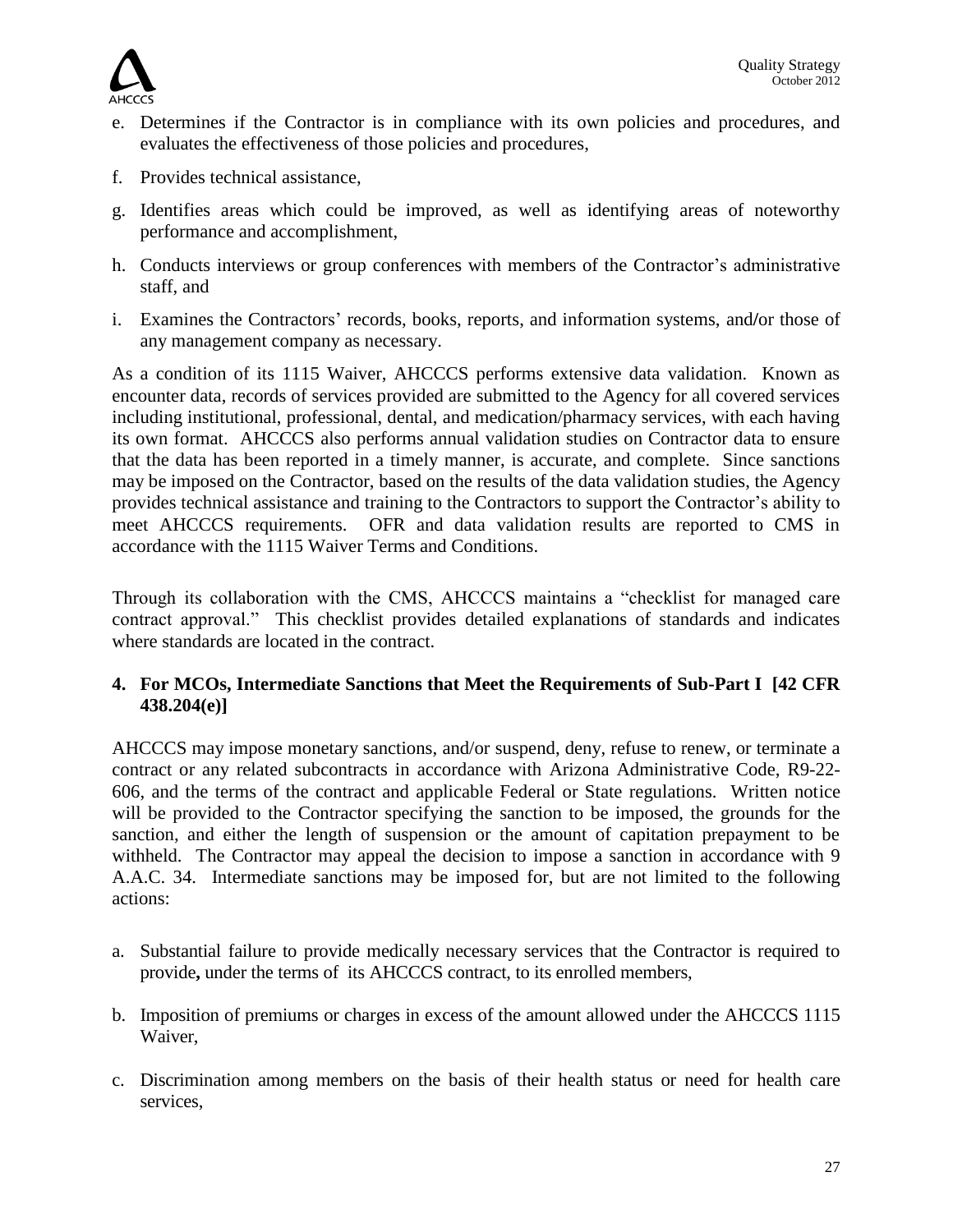e. Determines if the Contractor is in compliance with its own policies and procedures, and evaluates the effectiveness of those policies and procedures,

f. Provides technical assistance,

g. Identifies areas which could be improved, as well as identifying areas of noteworthy performance and accomplishment,

h. Conducts interviews or group conferences with members of the Contractor's administrative staff, and

i. Examines the Contractors' records, books, reports, and information systems, and/or those of any management company as necessary.

As a condition of its 1115 Waiver, AHCCCS performs extensive data validation. Known as encounter data, records of services provided are submitted to the Agency for all covered services including institutional, professional, dental, and medication/pharmacy services, with each having its own format. AHCCCS also performs annual validation studies on Contractor data to ensure that the data has been reported in a timely manner, is accurate, and complete. Since sanctions may be imposed on the Contractor, based on the results of the data validation studies, the Agency provides technical assistance and training to the Contractors to support the Contractor's ability to meet AHCCCS requirements. OFR and data validation results are reported to CMS in accordance with the 1115 Waiver Terms and Conditions.

Through its collaboration with the CMS, AHCCCS maintains a "checklist for managed care contract approval." This checklist provides detailed explanations of standards and indicates where standards are located in the contract.

### 4. For MCOs, Intermediate Sanctions that Meet the Requirements of Sub-Part I [42 CFR 438.204(e)]

AHCCCS may impose monetary sanctions, and/or suspend, deny, refuse to renew, or terminate a contract or any related subcontracts in accordance with Arizona Administrative Code, R9-22-606, and the terms of the contract and applicable Federal or State regulations. Written notice will be provided to the Contractor specifying the sanction to be imposed, the grounds for the sanction, and either the length of suspension or the amount of capitation prepayment to be withheld. The Contractor may appeal the decision to impose a sanction in accordance with 9 A.A.C. 34. Intermediate sanctions may be imposed for, but are not limited to the following actions:

a. Substantial failure to provide medically necessary services that the Contractor is required to provide**,** under the terms of its AHCCCS contract, to its enrolled members,

b. Imposition of premiums or charges in excess of the amount allowed under the AHCCCS 1115 Waiver,

c. Discrimination among members on the basis of their health status or need for health care services,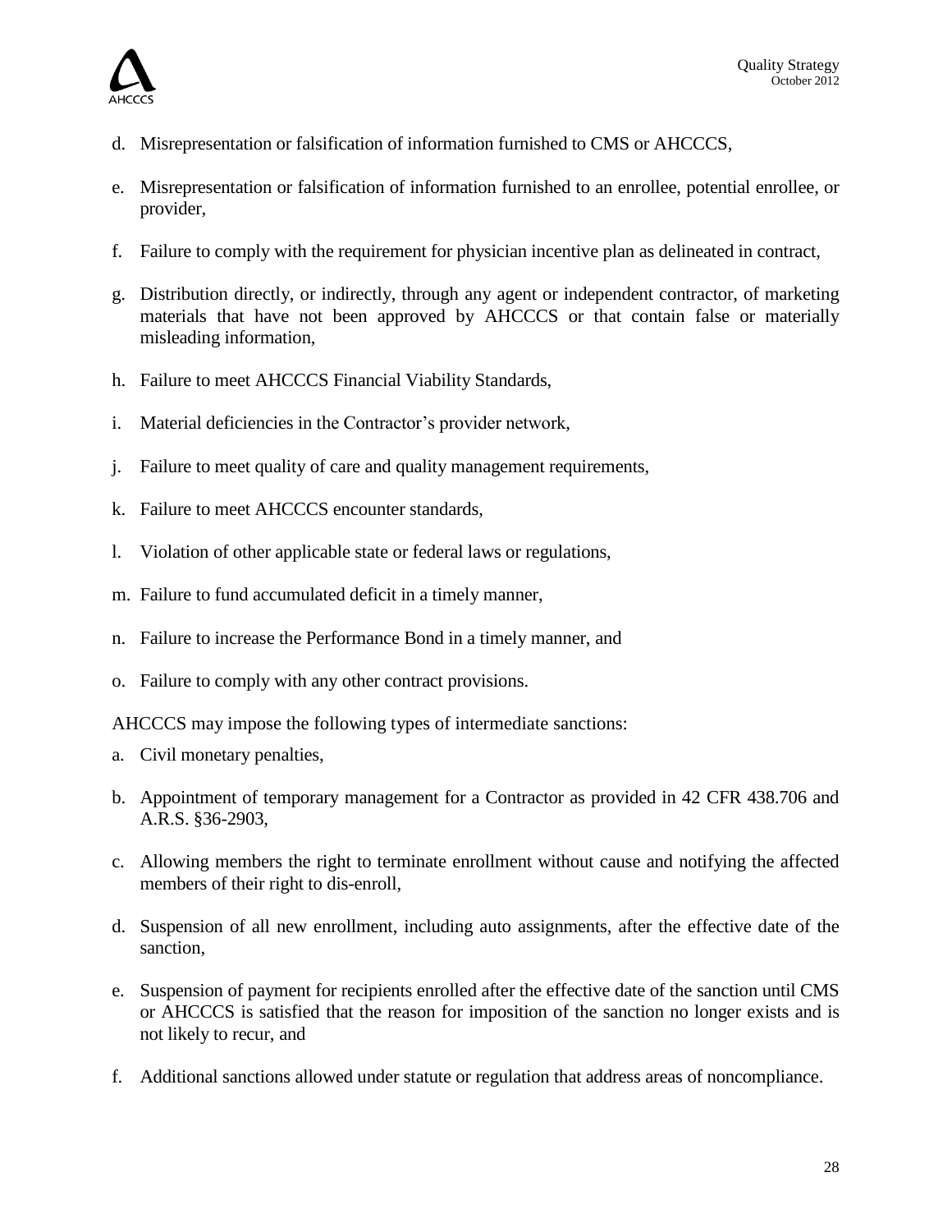d. Misrepresentation or falsification of information furnished to CMS or AHCCCS,

e. Misrepresentation or falsification of information furnished to an enrollee, potential enrollee, or provider,

f. Failure to comply with the requirement for physician incentive plan as delineated in contract,

g. Distribution directly, or indirectly, through any agent or independent contractor, of marketing materials that have not been approved by AHCCCS or that contain false or materially misleading information,

h. Failure to meet AHCCCS Financial Viability Standards,

i. Material deficiencies in the Contractor's provider network,

j. Failure to meet quality of care and quality management requirements,

k. Failure to meet AHCCCS encounter standards,

l. Violation of other applicable state or federal laws or regulations,

m. Failure to fund accumulated deficit in a timely manner,

n. Failure to increase the Performance Bond in a timely manner, and

o. Failure to comply with any other contract provisions.

AHCCCS may impose the following types of intermediate sanctions:

a. Civil monetary penalties,

b. Appointment of temporary management for a Contractor as provided in 42 CFR 438.706 and A.R.S. §36-2903,

c. Allowing members the right to terminate enrollment without cause and notifying the affected members of their right to dis-enroll,

d. Suspension of all new enrollment, including auto assignments, after the effective date of the sanction,

e. Suspension of payment for recipients enrolled after the effective date of the sanction until CMS or AHCCCS is satisfied that the reason for imposition of the sanction no longer exists and is not likely to recur, and

f. Additional sanctions allowed under statute or regulation that address areas of noncompliance.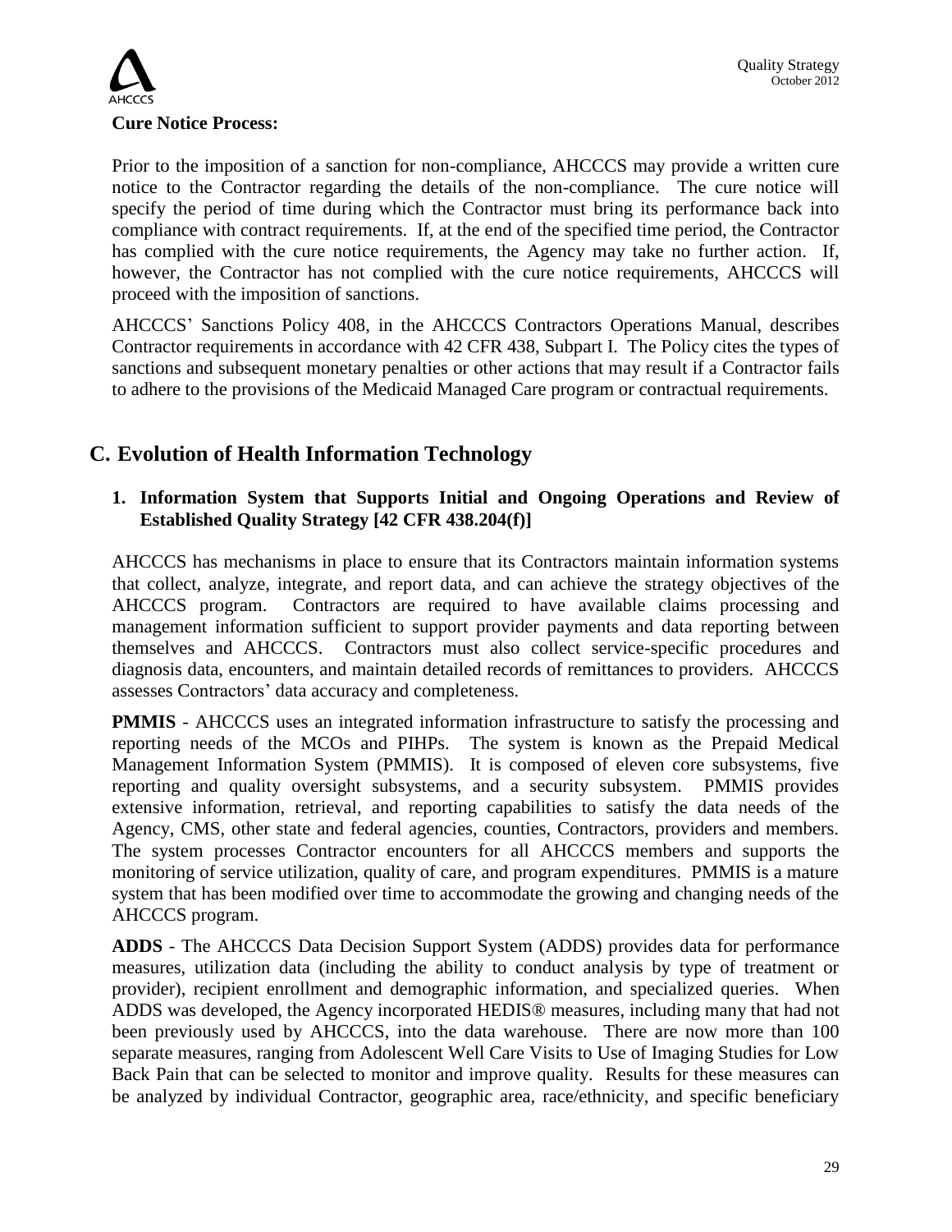**Cure Notice Process:**

Prior to the imposition of a sanction for non-compliance, AHCCCS may provide a written cure notice to the Contractor regarding the details of the non-compliance. The cure notice will specify the period of time during which the Contractor must bring its performance back into compliance with contract requirements. If, at the end of the specified time period, the Contractor has complied with the cure notice requirements, the Agency may take no further action. If, however, the Contractor has not complied with the cure notice requirements, AHCCCS will proceed with the imposition of sanctions.

AHCCCS' Sanctions Policy 408, in the AHCCCS Contractors Operations Manual, describes Contractor requirements in accordance with 42 CFR 438, Subpart I. The Policy cites the types of sanctions and subsequent monetary penalties or other actions that may result if a Contractor fails to adhere to the provisions of the Medicaid Managed Care program or contractual requirements.

## C. Evolution of Health Information Technology

### 1. Information System that Supports Initial and Ongoing Operations and Review of Established Quality Strategy [42 CFR 438.204(f)]

AHCCCS has mechanisms in place to ensure that its Contractors maintain information systems that collect, analyze, integrate, and report data, and can achieve the strategy objectives of the AHCCCS program. Contractors are required to have available claims processing and management information sufficient to support provider payments and data reporting between themselves and AHCCCS. Contractors must also collect service-specific procedures and diagnosis data, encounters, and maintain detailed records of remittances to providers. AHCCCS assesses Contractors' data accuracy and completeness.

**PMMIS** - AHCCCS uses an integrated information infrastructure to satisfy the processing and reporting needs of the MCOs and PIHPs. The system is known as the Prepaid Medical Management Information System (PMMIS). It is composed of eleven core subsystems, five reporting and quality oversight subsystems, and a security subsystem. PMMIS provides extensive information, retrieval, and reporting capabilities to satisfy the data needs of the Agency, CMS, other state and federal agencies, counties, Contractors, providers and members. The system processes Contractor encounters for all AHCCCS members and supports the monitoring of service utilization, quality of care, and program expenditures. PMMIS is a mature system that has been modified over time to accommodate the growing and changing needs of the AHCCCS program.

**ADDS** - The AHCCCS Data Decision Support System (ADDS) provides data for performance measures, utilization data (including the ability to conduct analysis by type of treatment or provider), recipient enrollment and demographic information, and specialized queries. When ADDS was developed, the Agency incorporated HEDIS® measures, including many that had not been previously used by AHCCCS, into the data warehouse. There are now more than 100 separate measures, ranging from Adolescent Well Care Visits to Use of Imaging Studies for Low Back Pain that can be selected to monitor and improve quality. Results for these measures can be analyzed by individual Contractor, geographic area, race/ethnicity, and specific beneficiary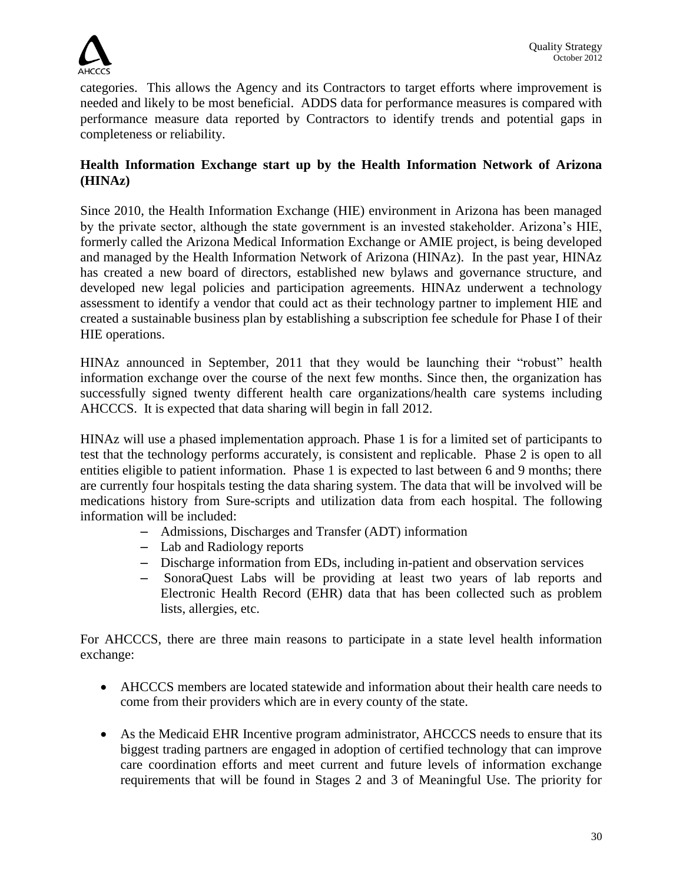categories. This allows the Agency and its Contractors to target efforts where improvement is needed and likely to be most beneficial. ADDS data for performance measures is compared with performance measure data reported by Contractors to identify trends and potential gaps in completeness or reliability.

**Health Information Exchange start up by the Health Information Network of Arizona (HINAz)**

Since 2010, the Health Information Exchange (HIE) environment in Arizona has been managed by the private sector, although the state government is an invested stakeholder. Arizona's HIE, formerly called the Arizona Medical Information Exchange or AMIE project, is being developed and managed by the Health Information Network of Arizona (HINAz). In the past year, HINAz has created a new board of directors, established new bylaws and governance structure, and developed new legal policies and participation agreements. HINAz underwent a technology assessment to identify a vendor that could act as their technology partner to implement HIE and created a sustainable business plan by establishing a subscription fee schedule for Phase I of their HIE operations.

HINAz announced in September, 2011 that they would be launching their "robust" health information exchange over the course of the next few months. Since then, the organization has successfully signed twenty different health care organizations/health care systems including AHCCCS. It is expected that data sharing will begin in fall 2012.

HINAz will use a phased implementation approach. Phase 1 is for a limited set of participants to test that the technology performs accurately, is consistent and replicable. Phase 2 is open to all entities eligible to patient information. Phase 1 is expected to last between 6 and 9 months; there are currently four hospitals testing the data sharing system. The data that will be involved will be medications history from Sure-scripts and utilization data from each hospital. The following information will be included:

- Admissions, Discharges and Transfer (ADT) information
- Lab and Radiology reports
- Discharge information from EDs, including in-patient and observation services
- SonoraQuest Labs will be providing at least two years of lab reports and Electronic Health Record (EHR) data that has been collected such as problem lists, allergies, etc.

For AHCCCS, there are three main reasons to participate in a state level health information exchange:

- AHCCCS members are located statewide and information about their health care needs to come from their providers which are in every county of the state.
- As the Medicaid EHR Incentive program administrator, AHCCCS needs to ensure that its biggest trading partners are engaged in adoption of certified technology that can improve care coordination efforts and meet current and future levels of information exchange requirements that will be found in Stages 2 and 3 of Meaningful Use. The priority for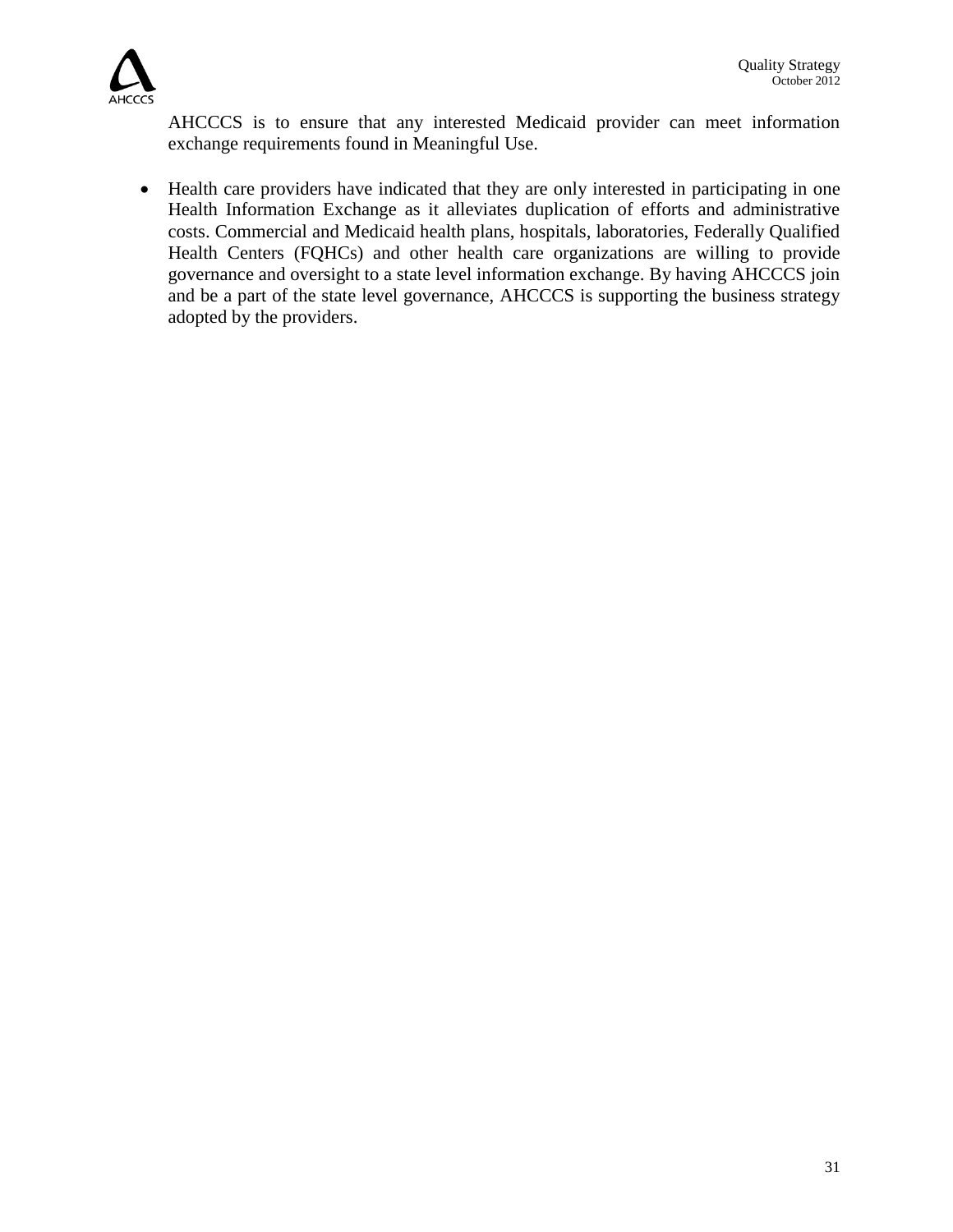AHCCCS is to ensure that any interested Medicaid provider can meet information exchange requirements found in Meaningful Use.

- Health care providers have indicated that they are only interested in participating in one Health Information Exchange as it alleviates duplication of efforts and administrative costs. Commercial and Medicaid health plans, hospitals, laboratories, Federally Qualified Health Centers (FQHCs) and other health care organizations are willing to provide governance and oversight to a state level information exchange. By having AHCCCS join and be a part of the state level governance, AHCCCS is supporting the business strategy adopted by the providers.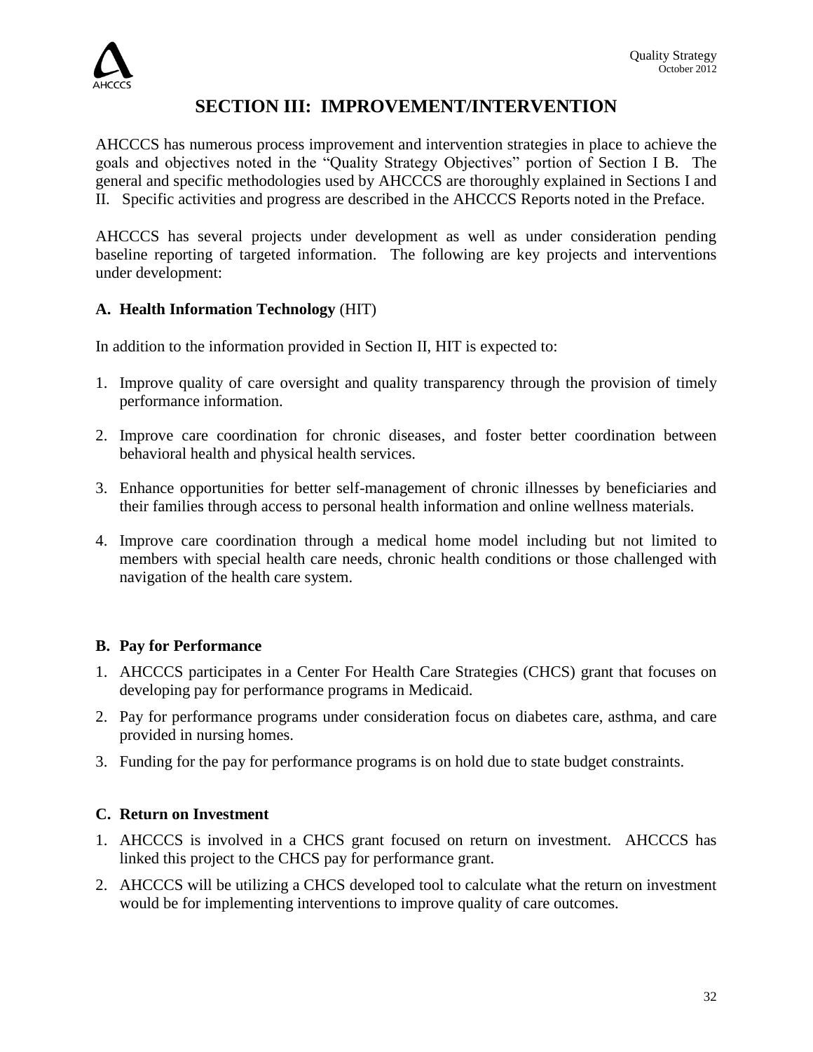# SECTION III: IMPROVEMENT/INTERVENTION

AHCCCS has numerous process improvement and intervention strategies in place to achieve the goals and objectives noted in the "Quality Strategy Objectives" portion of Section I B. The general and specific methodologies used by AHCCCS are thoroughly explained in Sections I and II. Specific activities and progress are described in the AHCCCS Reports noted in the Preface.

AHCCCS has several projects under development as well as under consideration pending baseline reporting of targeted information. The following are key projects and interventions under development:

## A. Health Information Technology (HIT)

In addition to the information provided in Section II, HIT is expected to:

1. Improve quality of care oversight and quality transparency through the provision of timely performance information.
2. Improve care coordination for chronic diseases, and foster better coordination between behavioral health and physical health services.
3. Enhance opportunities for better self-management of chronic illnesses by beneficiaries and their families through access to personal health information and online wellness materials.
4. Improve care coordination through a medical home model including but not limited to members with special health care needs, chronic health conditions or those challenged with navigation of the health care system.

## B. Pay for Performance

1. AHCCCS participates in a Center For Health Care Strategies (CHCS) grant that focuses on developing pay for performance programs in Medicaid.
2. Pay for performance programs under consideration focus on diabetes care, asthma, and care provided in nursing homes.
3. Funding for the pay for performance programs is on hold due to state budget constraints.

## C. Return on Investment

1. AHCCCS is involved in a CHCS grant focused on return on investment. AHCCCS has linked this project to the CHCS pay for performance grant.
2. AHCCCS will be utilizing a CHCS developed tool to calculate what the return on investment would be for implementing interventions to improve quality of care outcomes.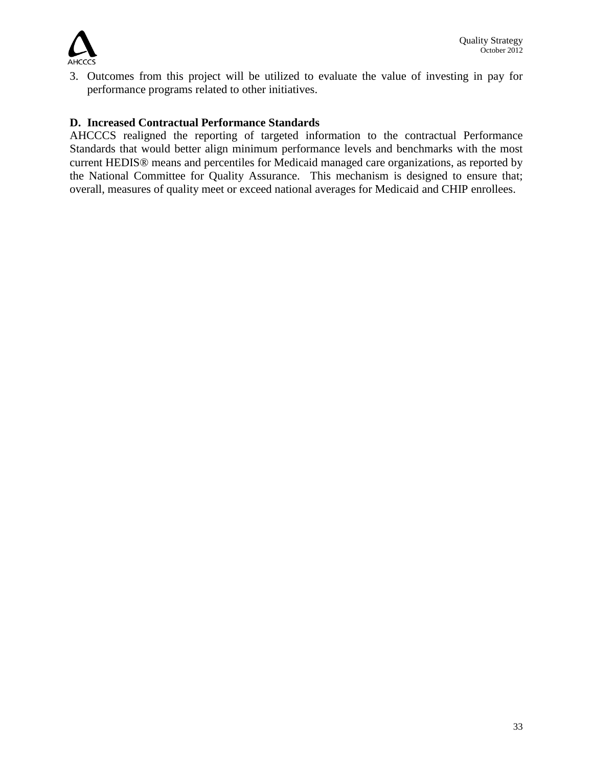3. Outcomes from this project will be utilized to evaluate the value of investing in pay for performance programs related to other initiatives.

**D. Increased Contractual Performance Standards**

AHCCCS realigned the reporting of targeted information to the contractual Performance Standards that would better align minimum performance levels and benchmarks with the most current HEDIS® means and percentiles for Medicaid managed care organizations, as reported by the National Committee for Quality Assurance. This mechanism is designed to ensure that; overall, measures of quality meet or exceed national averages for Medicaid and CHIP enrollees.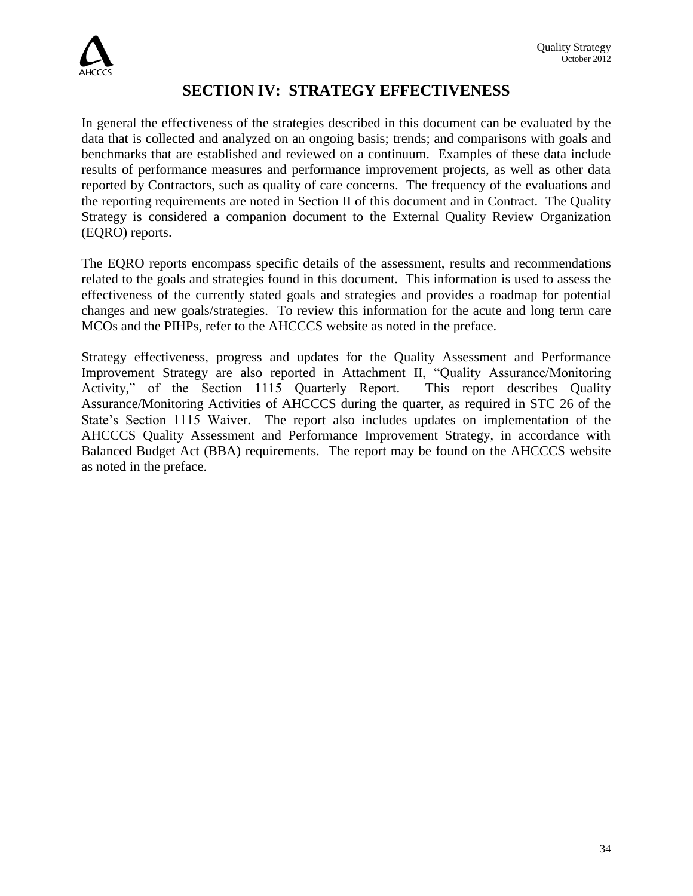# SECTION IV: STRATEGY EFFECTIVENESS

In general the effectiveness of the strategies described in this document can be evaluated by the data that is collected and analyzed on an ongoing basis; trends; and comparisons with goals and benchmarks that are established and reviewed on a continuum. Examples of these data include results of performance measures and performance improvement projects, as well as other data reported by Contractors, such as quality of care concerns. The frequency of the evaluations and the reporting requirements are noted in Section II of this document and in Contract. The Quality Strategy is considered a companion document to the External Quality Review Organization (EQRO) reports.

The EQRO reports encompass specific details of the assessment, results and recommendations related to the goals and strategies found in this document. This information is used to assess the effectiveness of the currently stated goals and strategies and provides a roadmap for potential changes and new goals/strategies. To review this information for the acute and long term care MCOs and the PIHPs, refer to the AHCCCS website as noted in the preface.

Strategy effectiveness, progress and updates for the Quality Assessment and Performance Improvement Strategy are also reported in Attachment II, "Quality Assurance/Monitoring Activity," of the Section 1115 Quarterly Report. This report describes Quality Assurance/Monitoring Activities of AHCCCS during the quarter, as required in STC 26 of the State's Section 1115 Waiver. The report also includes updates on implementation of the AHCCCS Quality Assessment and Performance Improvement Strategy, in accordance with Balanced Budget Act (BBA) requirements. The report may be found on the AHCCCS website as noted in the preface.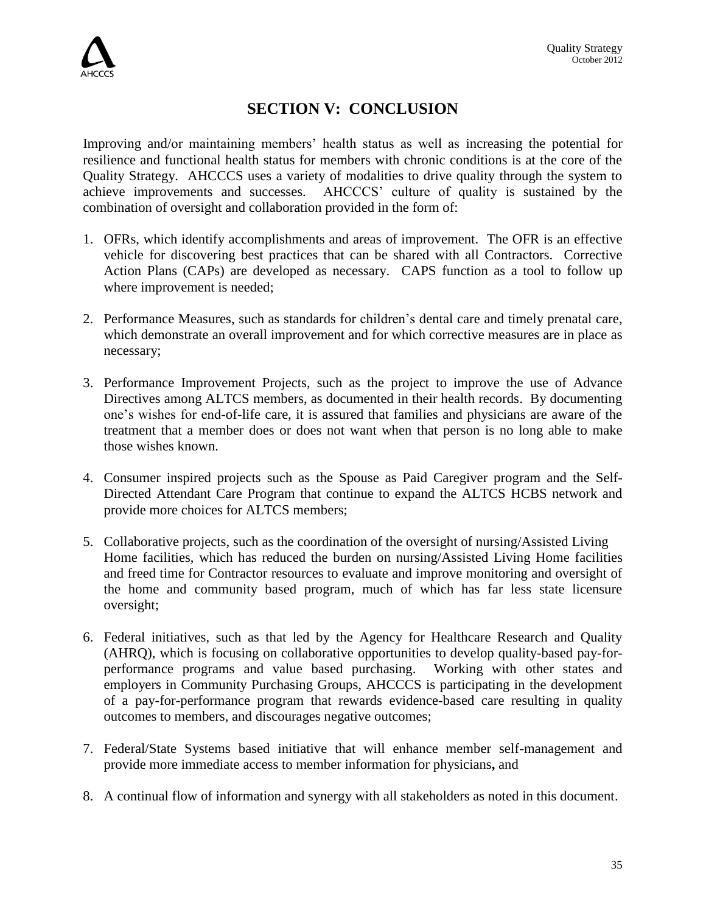# SECTION V: CONCLUSION

Improving and/or maintaining members' health status as well as increasing the potential for resilience and functional health status for members with chronic conditions is at the core of the Quality Strategy. AHCCCS uses a variety of modalities to drive quality through the system to achieve improvements and successes. AHCCCS' culture of quality is sustained by the combination of oversight and collaboration provided in the form of:

1. OFRs, which identify accomplishments and areas of improvement. The OFR is an effective vehicle for discovering best practices that can be shared with all Contractors. Corrective Action Plans (CAPs) are developed as necessary. CAPS function as a tool to follow up where improvement is needed;

2. Performance Measures, such as standards for children's dental care and timely prenatal care, which demonstrate an overall improvement and for which corrective measures are in place as necessary;

3. Performance Improvement Projects, such as the project to improve the use of Advance Directives among ALTCS members, as documented in their health records. By documenting one's wishes for end-of-life care, it is assured that families and physicians are aware of the treatment that a member does or does not want when that person is no long able to make those wishes known.

4. Consumer inspired projects such as the Spouse as Paid Caregiver program and the Self-Directed Attendant Care Program that continue to expand the ALTCS HCBS network and provide more choices for ALTCS members;

5. Collaborative projects, such as the coordination of the oversight of nursing/Assisted Living Home facilities, which has reduced the burden on nursing/Assisted Living Home facilities and freed time for Contractor resources to evaluate and improve monitoring and oversight of the home and community based program, much of which has far less state licensure oversight;

6. Federal initiatives, such as that led by the Agency for Healthcare Research and Quality (AHRQ), which is focusing on collaborative opportunities to develop quality-based pay-for-performance programs and value based purchasing. Working with other states and employers in Community Purchasing Groups, AHCCCS is participating in the development of a pay-for-performance program that rewards evidence-based care resulting in quality outcomes to members, and discourages negative outcomes;

7. Federal/State Systems based initiative that will enhance member self-management and provide more immediate access to member information for physicians**,** and

8. A continual flow of information and synergy with all stakeholders as noted in this document.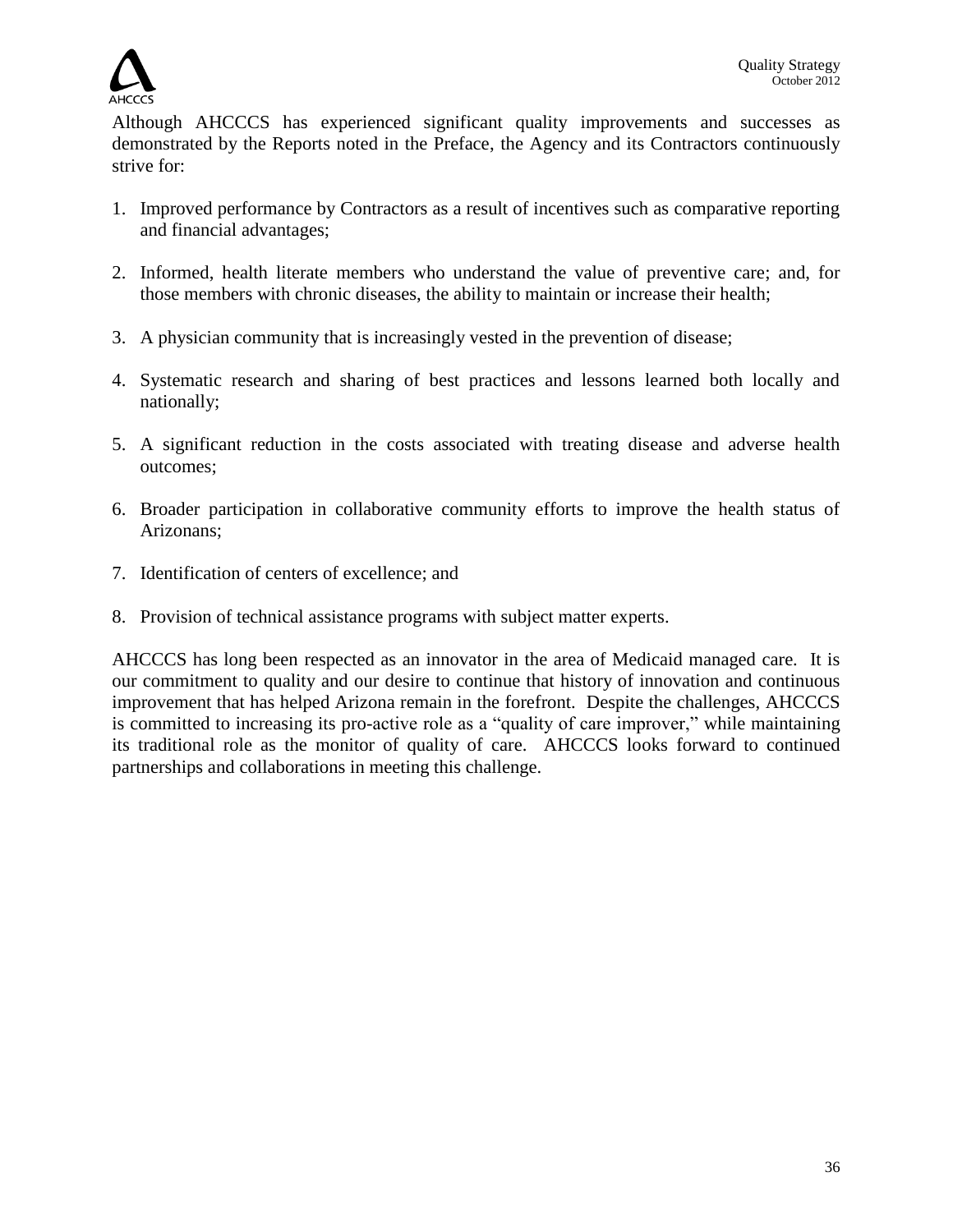Although AHCCCS has experienced significant quality improvements and successes as demonstrated by the Reports noted in the Preface, the Agency and its Contractors continuously strive for:

1. Improved performance by Contractors as a result of incentives such as comparative reporting and financial advantages;

2. Informed, health literate members who understand the value of preventive care; and, for those members with chronic diseases, the ability to maintain or increase their health;

3. A physician community that is increasingly vested in the prevention of disease;

4. Systematic research and sharing of best practices and lessons learned both locally and nationally;

5. A significant reduction in the costs associated with treating disease and adverse health outcomes;

6. Broader participation in collaborative community efforts to improve the health status of Arizonans;

7. Identification of centers of excellence; and

8. Provision of technical assistance programs with subject matter experts.

AHCCCS has long been respected as an innovator in the area of Medicaid managed care. It is our commitment to quality and our desire to continue that history of innovation and continuous improvement that has helped Arizona remain in the forefront. Despite the challenges, AHCCCS is committed to increasing its pro-active role as a "quality of care improver," while maintaining its traditional role as the monitor of quality of care. AHCCCS looks forward to continued partnerships and collaborations in meeting this challenge.